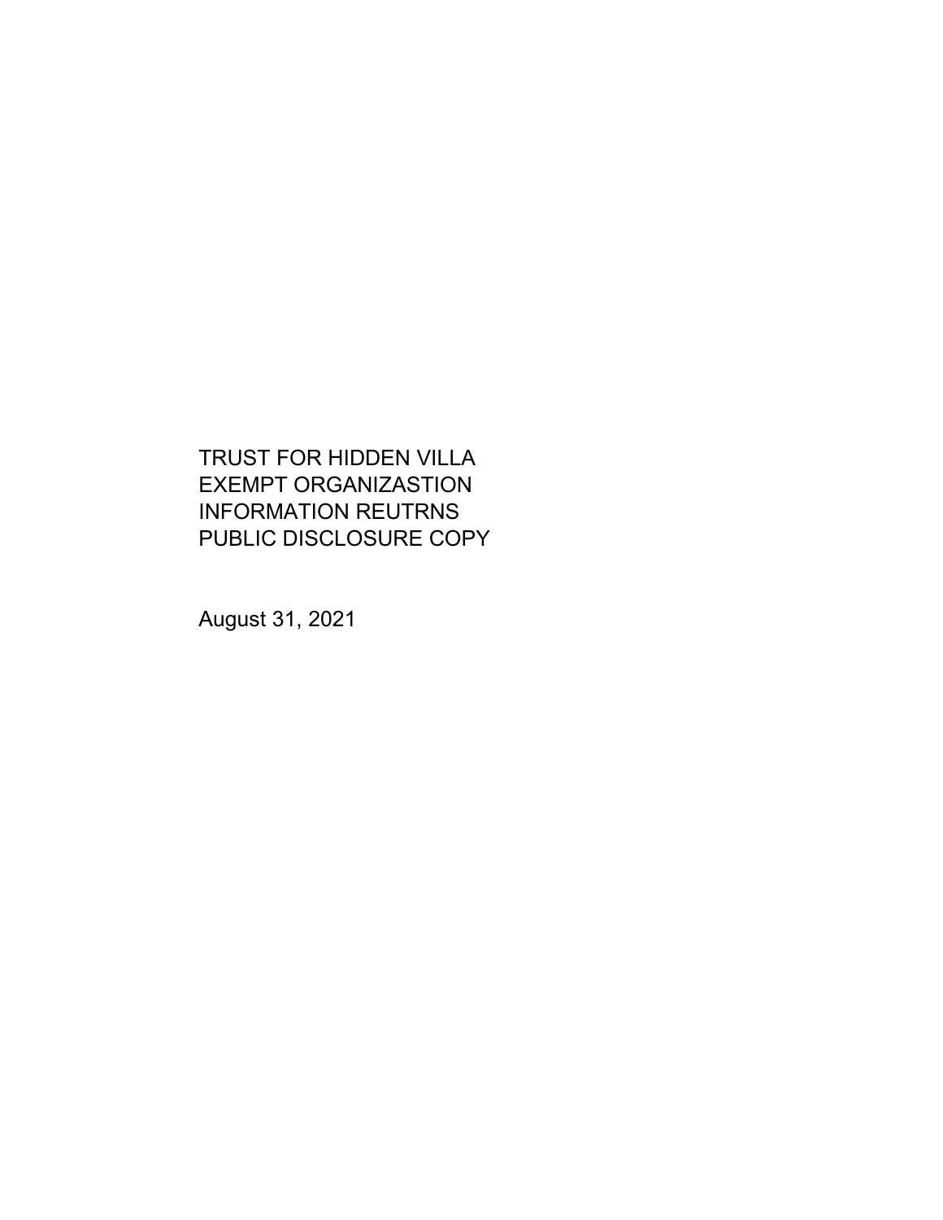TRUST FOR HIDDEN VILLA
EXEMPT ORGANIZASTION
INFORMATION REUTRNS
PUBLIC DISCLOSURE COPY

August 31, 2021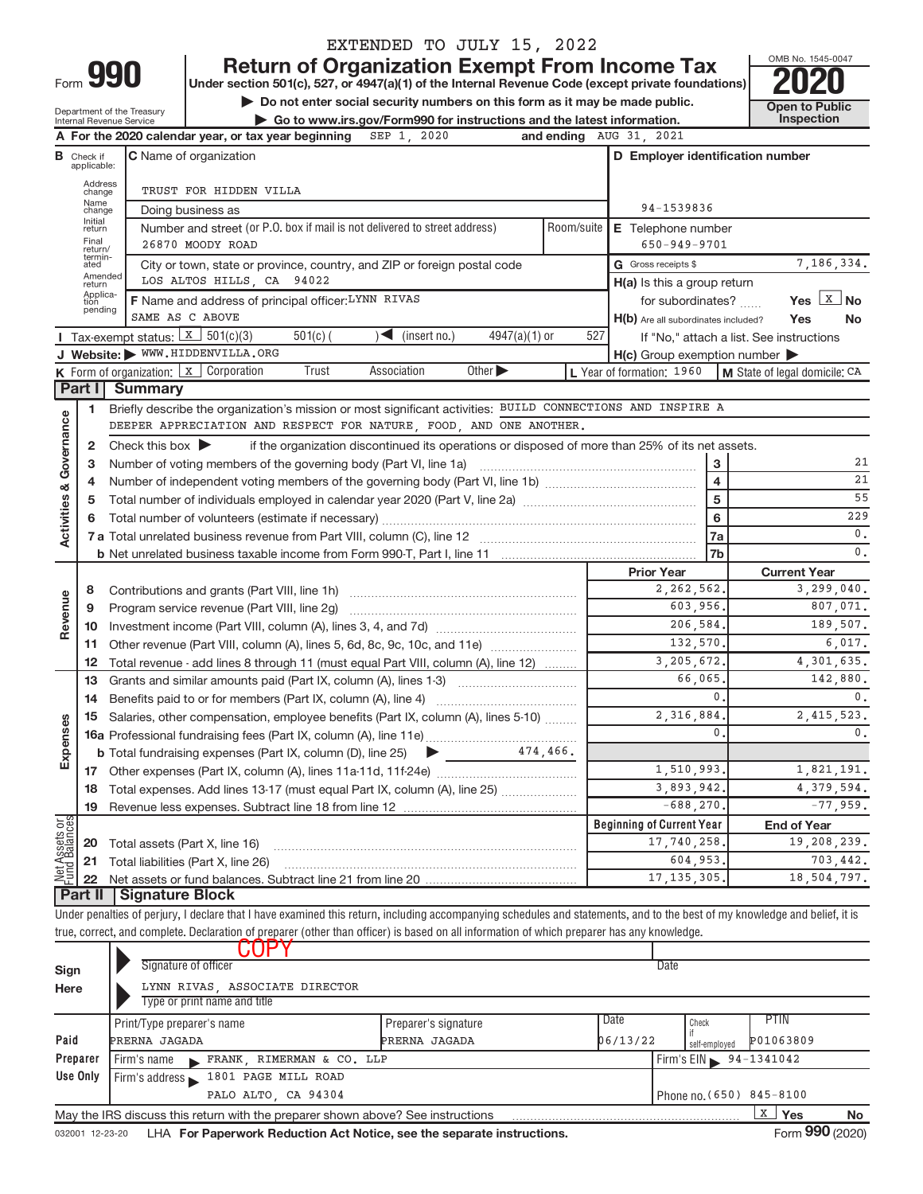EXTENDED TO JULY 15, 2022

# Form 990 — Return of Organization Exempt From Income Tax

Under section 501(c), 527, or 4947(a)(1) of the Internal Revenue Code (except private foundations)

▶ Do not enter social security numbers on this form as it may be made public.

▶ Go to www.irs.gov/Form990 for instructions and the latest information.

Department of the Treasury
Internal Revenue Service

OMB No. 1545-0047

**2020**

Open to Public Inspection

**A** For the 2020 calendar year, or tax year beginning SEP 1, 2020 and ending AUG 31, 2021

**B** Check if applicable: Address change, Name change, Initial return, Final return/terminated, Amended return, Application pending

**C** Name of organization: TRUST FOR HIDDEN VILLA

Doing business as

Number and street (or P.O. box if mail is not delivered to street address): 26870 MOODY ROAD — Room/suite

City or town, state or province, country, and ZIP or foreign postal code: LOS ALTOS HILLS, CA 94022

**D** Employer identification number: 94-1539836

**E** Telephone number: 650-949-9701

**G** Gross receipts $ 7,186,334.

**F** Name and address of principal officer: LYNN RIVAS, SAME AS C ABOVE

**H(a)** Is this a group return for subordinates? Yes [ ] No [X]

**H(b)** Are all subordinates included? Yes [ ] No [ ]

If "No," attach a list. See instructions

**I** Tax-exempt status: [X] 501(c)(3) [ ] 501(c) ( ) ◀ (insert no.) [ ] 4947(a)(1) or [ ] 527

**J** Website: ▶ WWW.HIDDENVILLA.ORG

**H(c)** Group exemption number ▶

**K** Form of organization: [X] Corporation [ ] Trust [ ] Association [ ] Other ▶

**L** Year of formation: 1960

**M** State of legal domicile: CA

## Part I Summary

### Activities & Governance

1 Briefly describe the organization's mission or most significant activities: BUILD CONNECTIONS AND INSPIRE A DEEPER APPRECIATION AND RESPECT FOR NATURE, FOOD, AND ONE ANOTHER.

2 Check this box ▶ [ ] if the organization discontinued its operations or disposed of more than 25% of its net assets.

| | | Line | Value |
|---|---|---|---|
| 3 | Number of voting members of the governing body (Part VI, line 1a) | 3 | 21 |
| 4 | Number of independent voting members of the governing body (Part VI, line 1b) | 4 | 21 |
| 5 | Total number of individuals employed in calendar year 2020 (Part V, line 2a) | 5 | 55 |
| 6 | Total number of volunteers (estimate if necessary) | 6 | 229 |
| 7a | Total unrelated business revenue from Part VIII, column (C), line 12 | 7a | 0. |
| b | Net unrelated business taxable income from Form 990-T, Part I, line 11 | 7b | 0. |

### Revenue / Expenses

| | | Prior Year | Current Year |
|---|---|---|---|
| 8 | Contributions and grants (Part VIII, line 1h) | 2,262,562. | 3,299,040. |
| 9 | Program service revenue (Part VIII, line 2g) | 603,956. | 807,071. |
| 10 | Investment income (Part VIII, column (A), lines 3, 4, and 7d) | 206,584. | 189,507. |
| 11 | Other revenue (Part VIII, column (A), lines 5, 6d, 8c, 9c, 10c, and 11e) | 132,570. | 6,017. |
| 12 | Total revenue - add lines 8 through 11 (must equal Part VIII, column (A), line 12) | 3,205,672. | 4,301,635. |
| 13 | Grants and similar amounts paid (Part IX, column (A), lines 1-3) | 66,065. | 142,880. |
| 14 | Benefits paid to or for members (Part IX, column (A), line 4) | 0. | 0. |
| 15 | Salaries, other compensation, employee benefits (Part IX, column (A), lines 5-10) | 2,316,884. | 2,415,523. |
| 16a | Professional fundraising fees (Part IX, column (A), line 11e) | 0. | 0. |
| b | Total fundraising expenses (Part IX, column (D), line 25) ▶ 474,466. | | |
| 17 | Other expenses (Part IX, column (A), lines 11a-11d, 11f-24e) | 1,510,993. | 1,821,191. |
| 18 | Total expenses. Add lines 13-17 (must equal Part IX, column (A), line 25) | 3,893,942. | 4,379,594. |
| 19 | Revenue less expenses. Subtract line 18 from line 12 | -688,270. | -77,959. |

### Net Assets or Fund Balances

| | | Beginning of Current Year | End of Year |
|---|---|---|---|
| 20 | Total assets (Part X, line 16) | 17,740,258. | 19,208,239. |
| 21 | Total liabilities (Part X, line 26) | 604,953. | 703,442. |
| 22 | Net assets or fund balances. Subtract line 21 from line 20 | 17,135,305. | 18,504,797. |

## Part II Signature Block

Under penalties of perjury, I declare that I have examined this return, including accompanying schedules and statements, and to the best of my knowledge and belief, it is true, correct, and complete. Declaration of preparer (other than officer) is based on all information of which preparer has any knowledge.

**Sign Here**

COPY

Signature of officer — Date

LYNN RIVAS, ASSOCIATE DIRECTOR

Type or print name and title

**Paid Preparer Use Only**

| Print/Type preparer's name | Preparer's signature | Date | Check if self-employed | PTIN |
|---|---|---|---|---|
| PRERNA JAGADA | PRERNA JAGADA | 06/13/22 | | P01063809 |

Firm's name ▶ FRANK, RIMERMAN & CO. LLP — Firm's EIN ▶ 94-1341042

Firm's address ▶ 1801 PAGE MILL ROAD, PALO ALTO, CA 94304 — Phone no. (650) 845-8100

May the IRS discuss this return with the preparer shown above? See instructions [X] Yes [ ] No

032001 12-23-20 LHA For Paperwork Reduction Act Notice, see the separate instructions. Form **990** (2020)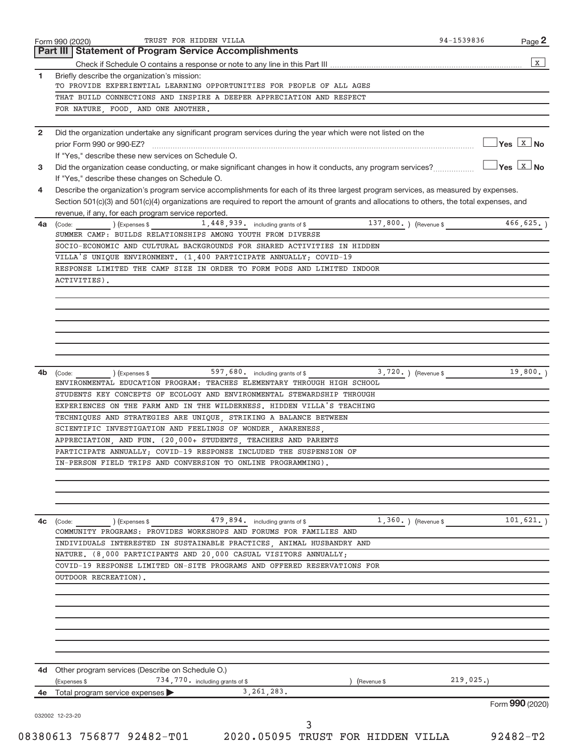Form 990 (2020) TRUST FOR HIDDEN VILLA 94-1539836

## Part III | Statement of Program Service Accomplishments

Check if Schedule O contains a response or note to any line in this Part III ........ [X]

**1** Briefly describe the organization's mission:

TO PROVIDE EXPERIENTIAL LEARNING OPPORTUNITIES FOR PEOPLE OF ALL AGES THAT BUILD CONNECTIONS AND INSPIRE A DEEPER APPRECIATION AND RESPECT FOR NATURE, FOOD, AND ONE ANOTHER.

**2** Did the organization undertake any significant program services during the year which were not listed on the prior Form 990 or 990-EZ? ☐ Yes ☒ No

If "Yes," describe these new services on Schedule O.

**3** Did the organization cease conducting, or make significant changes in how it conducts, any program services? ☐ Yes ☒ No

If "Yes," describe these changes on Schedule O.

**4** Describe the organization's program service accomplishments for each of its three largest program services, as measured by expenses. Section 501(c)(3) and 501(c)(4) organizations are required to report the amount of grants and allocations to others, the total expenses, and revenue, if any, for each program service reported.

**4a** (Code: ) (Expenses $ 1,448,939. including grants of $ 137,800. ) (Revenue $ 466,625. )

SUMMER CAMP: BUILDS RELATIONSHIPS AMONG YOUTH FROM DIVERSE SOCIO-ECONOMIC AND CULTURAL BACKGROUNDS FOR SHARED ACTIVITIES IN HIDDEN VILLA'S UNIQUE ENVIRONMENT. (1,400 PARTICIPATE ANNUALLY; COVID-19 RESPONSE LIMITED THE CAMP SIZE IN ORDER TO FORM PODS AND LIMITED INDOOR ACTIVITIES).

**4b** (Code: ) (Expenses $ 597,680. including grants of $ 3,720. ) (Revenue $ 19,800. )

ENVIRONMENTAL EDUCATION PROGRAM: TEACHES ELEMENTARY THROUGH HIGH SCHOOL STUDENTS KEY CONCEPTS OF ECOLOGY AND ENVIRONMENTAL STEWARDSHIP THROUGH EXPERIENCES ON THE FARM AND IN THE WILDERNESS. HIDDEN VILLA'S TEACHING TECHNIQUES AND STRATEGIES ARE UNIQUE, STRIKING A BALANCE BETWEEN SCIENTIFIC INVESTIGATION AND FEELINGS OF WONDER, AWARENESS, APPRECIATION, AND FUN. (20,000+ STUDENTS, TEACHERS AND PARENTS PARTICIPATE ANNUALLY; COVID-19 RESPONSE INCLUDED THE SUSPENSION OF IN-PERSON FIELD TRIPS AND CONVERSION TO ONLINE PROGRAMMING).

**4c** (Code: ) (Expenses $ 479,894. including grants of $ 1,360. ) (Revenue $ 101,621. )

COMMUNITY PROGRAMS: PROVIDES WORKSHOPS AND FORUMS FOR FAMILIES AND INDIVIDUALS INTERESTED IN SUSTAINABLE PRACTICES, ANIMAL HUSBANDRY AND NATURE. (8,000 PARTICIPANTS AND 20,000 CASUAL VISITORS ANNUALLY; COVID-19 RESPONSE LIMITED ON-SITE PROGRAMS AND OFFERED RESERVATIONS FOR OUTDOOR RECREATION).

**4d** Other program services (Describe on Schedule O.)

(Expenses $ 734,770. including grants of $ ) (Revenue $ 219,025.)

**4e** Total program service expenses ▶ 3,261,283.

Form **990** (2020)

032002 12-23-20

08380613 756877 92482-T01 2020.05095 TRUST FOR HIDDEN VILLA 92482-T2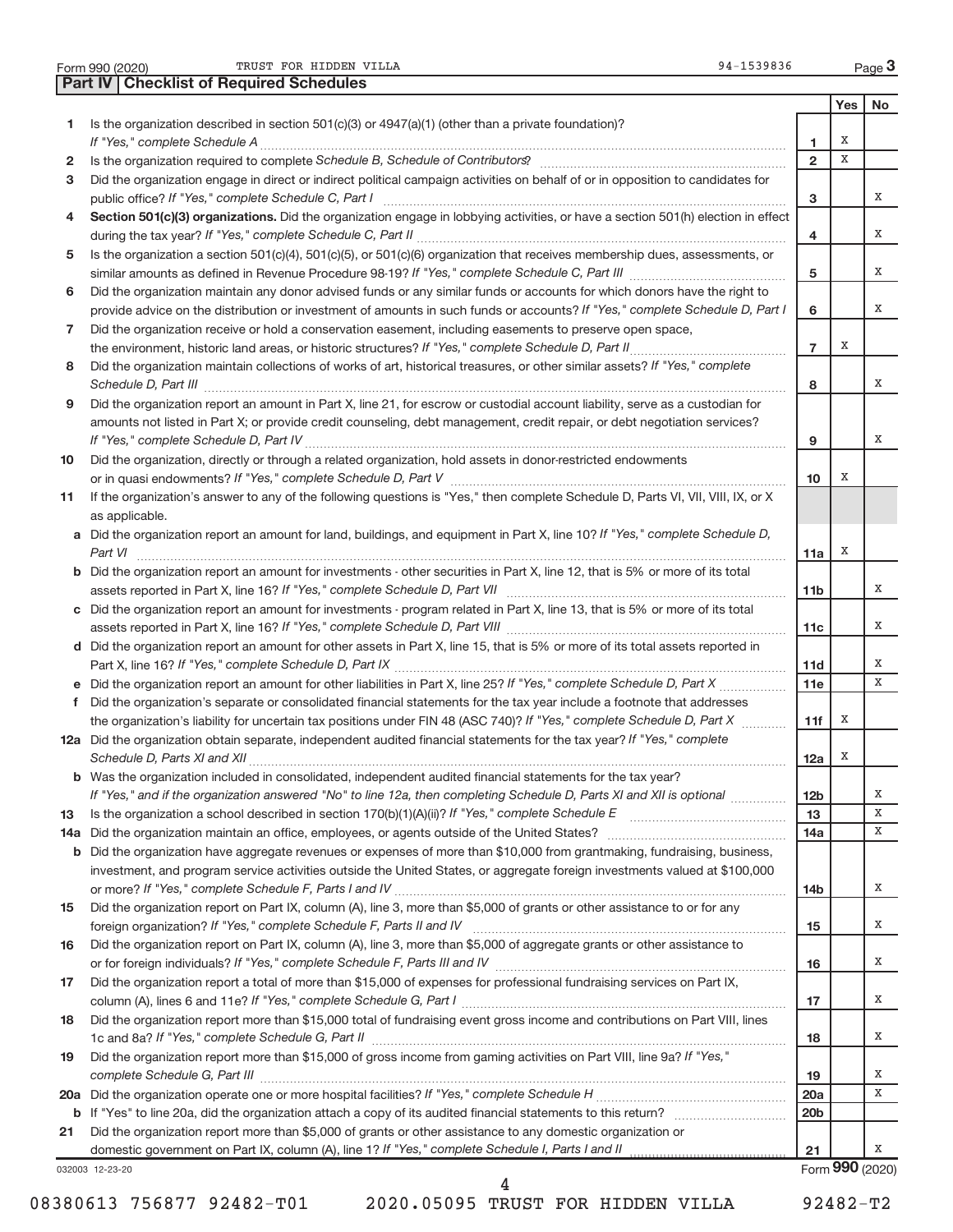Form 990 (2020) TRUST FOR HIDDEN VILLA 94-1539836 Page 3

## Part IV Checklist of Required Schedules

| | | | Yes | No |
|---|---|---|---|---|
| 1 | Is the organization described in section 501(c)(3) or 4947(a)(1) (other than a private foundation)? *If "Yes," complete Schedule A* | 1 | X | |
| 2 | Is the organization required to complete *Schedule B, Schedule of Contributors*? | 2 | X | |
| 3 | Did the organization engage in direct or indirect political campaign activities on behalf of or in opposition to candidates for public office? *If "Yes," complete Schedule C, Part I* | 3 | | X |
| 4 | **Section 501(c)(3) organizations.** Did the organization engage in lobbying activities, or have a section 501(h) election in effect during the tax year? *If "Yes," complete Schedule C, Part II* | 4 | | X |
| 5 | Is the organization a section 501(c)(4), 501(c)(5), or 501(c)(6) organization that receives membership dues, assessments, or similar amounts as defined in Revenue Procedure 98-19? *If "Yes," complete Schedule C, Part III* | 5 | | X |
| 6 | Did the organization maintain any donor advised funds or any similar funds or accounts for which donors have the right to provide advice on the distribution or investment of amounts in such funds or accounts? *If "Yes," complete Schedule D, Part I* | 6 | | X |
| 7 | Did the organization receive or hold a conservation easement, including easements to preserve open space, the environment, historic land areas, or historic structures? *If "Yes," complete Schedule D, Part II* | 7 | X | |
| 8 | Did the organization maintain collections of works of art, historical treasures, or other similar assets? *If "Yes," complete Schedule D, Part III* | 8 | | X |
| 9 | Did the organization report an amount in Part X, line 21, for escrow or custodial account liability, serve as a custodian for amounts not listed in Part X; or provide credit counseling, debt management, credit repair, or debt negotiation services? *If "Yes," complete Schedule D, Part IV* | 9 | | X |
| 10 | Did the organization, directly or through a related organization, hold assets in donor-restricted endowments or in quasi endowments? *If "Yes," complete Schedule D, Part V* | 10 | X | |
| 11 | If the organization's answer to any of the following questions is "Yes," then complete Schedule D, Parts VI, VII, VIII, IX, or X as applicable. | | | |
| a | Did the organization report an amount for land, buildings, and equipment in Part X, line 10? *If "Yes," complete Schedule D, Part VI* | 11a | X | |
| b | Did the organization report an amount for investments - other securities in Part X, line 12, that is 5% or more of its total assets reported in Part X, line 16? *If "Yes," complete Schedule D, Part VII* | 11b | | X |
| c | Did the organization report an amount for investments - program related in Part X, line 13, that is 5% or more of its total assets reported in Part X, line 16? *If "Yes," complete Schedule D, Part VIII* | 11c | | X |
| d | Did the organization report an amount for other assets in Part X, line 15, that is 5% or more of its total assets reported in Part X, line 16? *If "Yes," complete Schedule D, Part IX* | 11d | | X |
| e | Did the organization report an amount for other liabilities in Part X, line 25? *If "Yes," complete Schedule D, Part X* | 11e | | X |
| f | Did the organization's separate or consolidated financial statements for the tax year include a footnote that addresses the organization's liability for uncertain tax positions under FIN 48 (ASC 740)? *If "Yes," complete Schedule D, Part X* | 11f | X | |
| 12a | Did the organization obtain separate, independent audited financial statements for the tax year? *If "Yes," complete Schedule D, Parts XI and XII* | 12a | X | |
| b | Was the organization included in consolidated, independent audited financial statements for the tax year? *If "Yes," and if the organization answered "No" to line 12a, then completing Schedule D, Parts XI and XII is optional* | 12b | | X |
| 13 | Is the organization a school described in section 170(b)(1)(A)(ii)? *If "Yes," complete Schedule E* | 13 | | X |
| 14a | Did the organization maintain an office, employees, or agents outside of the United States? | 14a | | X |
| b | Did the organization have aggregate revenues or expenses of more than $10,000 from grantmaking, fundraising, business, investment, and program service activities outside the United States, or aggregate foreign investments valued at $100,000 or more? *If "Yes," complete Schedule F, Parts I and IV* | 14b | | X |
| 15 | Did the organization report on Part IX, column (A), line 3, more than $5,000 of grants or other assistance to or for any foreign organization? *If "Yes," complete Schedule F, Parts II and IV* | 15 | | X |
| 16 | Did the organization report on Part IX, column (A), line 3, more than $5,000 of aggregate grants or other assistance to or for foreign individuals? *If "Yes," complete Schedule F, Parts III and IV* | 16 | | X |
| 17 | Did the organization report a total of more than $15,000 of expenses for professional fundraising services on Part IX, column (A), lines 6 and 11e? *If "Yes," complete Schedule G, Part I* | 17 | | X |
| 18 | Did the organization report more than $15,000 total of fundraising event gross income and contributions on Part VIII, lines 1c and 8a? *If "Yes," complete Schedule G, Part II* | 18 | | X |
| 19 | Did the organization report more than $15,000 of gross income from gaming activities on Part VIII, line 9a? *If "Yes," complete Schedule G, Part III* | 19 | | X |
| 20a | Did the organization operate one or more hospital facilities? *If "Yes," complete Schedule H* | 20a | | X |
| b | If "Yes" to line 20a, did the organization attach a copy of its audited financial statements to this return? | 20b | | |
| 21 | Did the organization report more than $5,000 of grants or other assistance to any domestic organization or domestic government on Part IX, column (A), line 1? *If "Yes," complete Schedule I, Parts I and II* | 21 | | X |

032003 12-23-20 Form **990** (2020)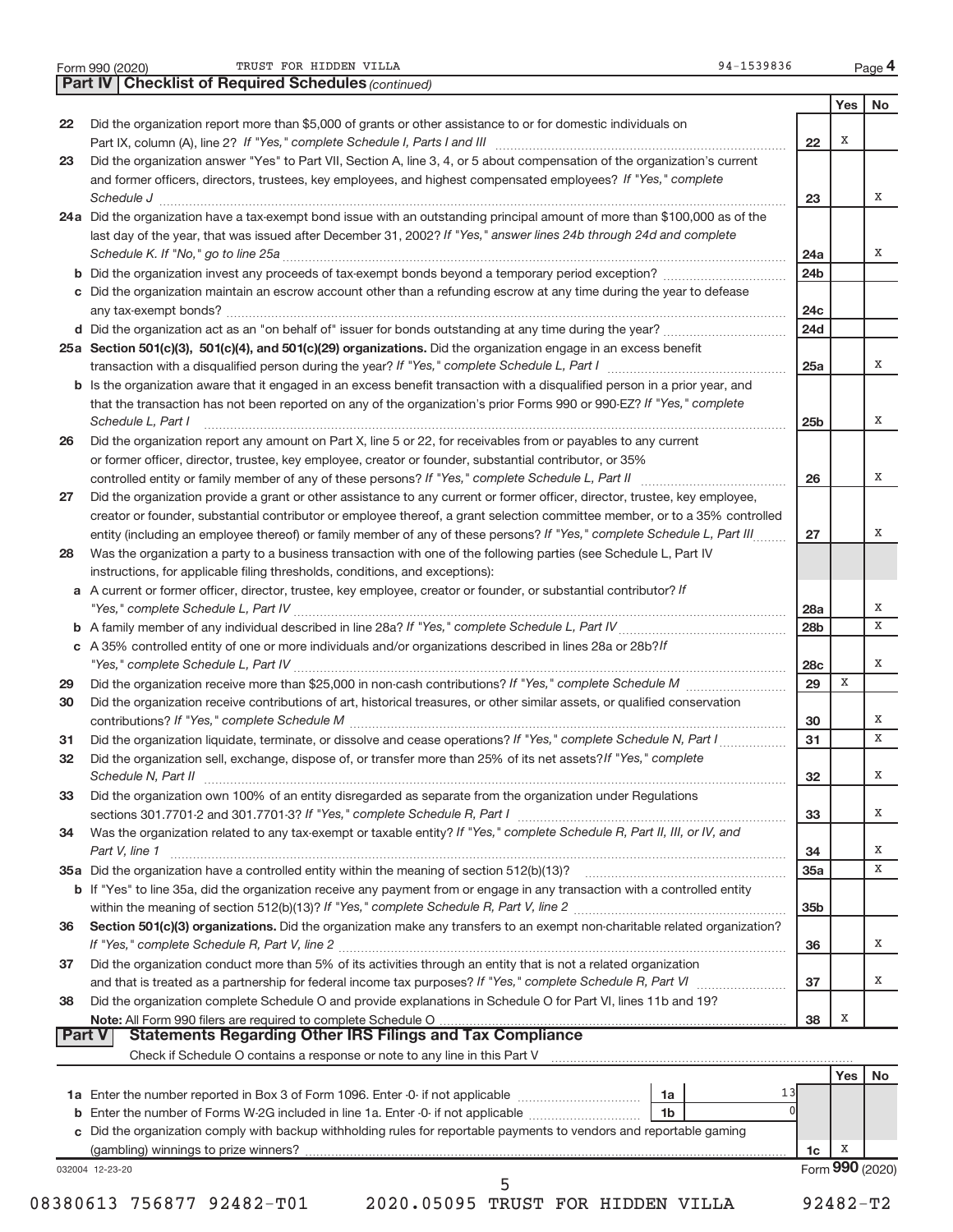Form 990 (2020) TRUST FOR HIDDEN VILLA 94-1539836

**Part IV | Checklist of Required Schedules** *(continued)*

| | | | Yes | No |
|---|---|---|---|---|
| 22 | Did the organization report more than $5,000 of grants or other assistance to or for domestic individuals on Part IX, column (A), line 2? *If "Yes," complete Schedule I, Parts I and III* | 22 | X | |
| 23 | Did the organization answer "Yes" to Part VII, Section A, line 3, 4, or 5 about compensation of the organization's current and former officers, directors, trustees, key employees, and highest compensated employees? *If "Yes," complete Schedule J* | 23 | | X |
| 24a | Did the organization have a tax-exempt bond issue with an outstanding principal amount of more than $100,000 as of the last day of the year, that was issued after December 31, 2002? *If "Yes," answer lines 24b through 24d and complete Schedule K. If "No," go to line 25a* | 24a | | X |
| b | Did the organization invest any proceeds of tax-exempt bonds beyond a temporary period exception? | 24b | | |
| c | Did the organization maintain an escrow account other than a refunding escrow at any time during the year to defease any tax-exempt bonds? | 24c | | |
| d | Did the organization act as an "on behalf of" issuer for bonds outstanding at any time during the year? | 24d | | |
| 25a | **Section 501(c)(3), 501(c)(4), and 501(c)(29) organizations.** Did the organization engage in an excess benefit transaction with a disqualified person during the year? *If "Yes," complete Schedule L, Part I* | 25a | | X |
| b | Is the organization aware that it engaged in an excess benefit transaction with a disqualified person in a prior year, and that the transaction has not been reported on any of the organization's prior Forms 990 or 990-EZ? *If "Yes," complete Schedule L, Part I* | 25b | | X |
| 26 | Did the organization report any amount on Part X, line 5 or 22, for receivables from or payables to any current or former officer, director, trustee, key employee, creator or founder, substantial contributor, or 35% controlled entity or family member of any of these persons? *If "Yes," complete Schedule L, Part II* | 26 | | X |
| 27 | Did the organization provide a grant or other assistance to any current or former officer, director, trustee, key employee, creator or founder, substantial contributor or employee thereof, a grant selection committee member, or to a 35% controlled entity (including an employee thereof) or family member of any of these persons? *If "Yes," complete Schedule L, Part III* | 27 | | X |
| 28 | Was the organization a party to a business transaction with one of the following parties (see Schedule L, Part IV instructions, for applicable filing thresholds, conditions, and exceptions): | | | |
| a | A current or former officer, director, trustee, key employee, creator or founder, or substantial contributor? *If "Yes," complete Schedule L, Part IV* | 28a | | X |
| b | A family member of any individual described in line 28a? *If "Yes," complete Schedule L, Part IV* | 28b | | X |
| c | A 35% controlled entity of one or more individuals and/or organizations described in lines 28a or 28b? *If "Yes," complete Schedule L, Part IV* | 28c | | X |
| 29 | Did the organization receive more than $25,000 in non-cash contributions? *If "Yes," complete Schedule M* | 29 | X | |
| 30 | Did the organization receive contributions of art, historical treasures, or other similar assets, or qualified conservation contributions? *If "Yes," complete Schedule M* | 30 | | X |
| 31 | Did the organization liquidate, terminate, or dissolve and cease operations? *If "Yes," complete Schedule N, Part I* | 31 | | X |
| 32 | Did the organization sell, exchange, dispose of, or transfer more than 25% of its net assets? *If "Yes," complete Schedule N, Part II* | 32 | | X |
| 33 | Did the organization own 100% of an entity disregarded as separate from the organization under Regulations sections 301.7701-2 and 301.7701-3? *If "Yes," complete Schedule R, Part I* | 33 | | X |
| 34 | Was the organization related to any tax-exempt or taxable entity? *If "Yes," complete Schedule R, Part II, III, or IV, and Part V, line 1* | 34 | | X |
| 35a | Did the organization have a controlled entity within the meaning of section 512(b)(13)? | 35a | | X |
| b | If "Yes" to line 35a, did the organization receive any payment from or engage in any transaction with a controlled entity within the meaning of section 512(b)(13)? *If "Yes," complete Schedule R, Part V, line 2* | 35b | | |
| 36 | **Section 501(c)(3) organizations.** Did the organization make any transfers to an exempt non-charitable related organization? *If "Yes," complete Schedule R, Part V, line 2* | 36 | | X |
| 37 | Did the organization conduct more than 5% of its activities through an entity that is not a related organization and that is treated as a partnership for federal income tax purposes? *If "Yes," complete Schedule R, Part VI* | 37 | | X |
| 38 | Did the organization complete Schedule O and provide explanations in Schedule O for Part VI, lines 11b and 19? **Note:** All Form 990 filers are required to complete Schedule O | 38 | X | |

**Part V | Statements Regarding Other IRS Filings and Tax Compliance**

Check if Schedule O contains a response or note to any line in this Part V

| | | | | | Yes | No |
|---|---|---|---|---|---|---|
| 1a | Enter the number reported in Box 3 of Form 1096. Enter -0- if not applicable | 1a | 13 | | | |
| b | Enter the number of Forms W-2G included in line 1a. Enter -0- if not applicable | 1b | 0 | | | |
| c | Did the organization comply with backup withholding rules for reportable payments to vendors and reportable gaming (gambling) winnings to prize winners? | | | 1c | X | |

032004 12-23-20

Form **990** (2020)

08380613 756877 92482-T01 2020.05095 TRUST FOR HIDDEN VILLA 92482-T2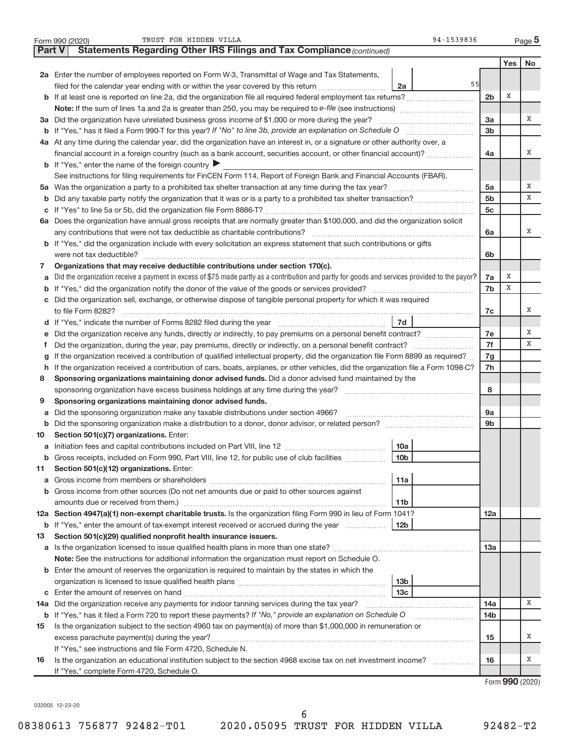Form 990 (2020) TRUST FOR HIDDEN VILLA 94-1539836 Page 5

**Part V Statements Regarding Other IRS Filings and Tax Compliance** *(continued)*

| | | | | Yes | No |
|---|---|---|---|---|---|
| **2a** | Enter the number of employees reported on Form W-3, Transmittal of Wage and Tax Statements, filed for the calendar year ending with or within the year covered by this return | 2a | 55 | | |
| **b** | If at least one is reported on line 2a, did the organization file all required federal employment tax returns? | | 2b | X | |
| | **Note:** If the sum of lines 1a and 2a is greater than 250, you may be required to *e-file* (see instructions) | | | | |
| **3a** | Did the organization have unrelated business gross income of $1,000 or more during the year? | | 3a | | X |
| **b** | If "Yes," has it filed a Form 990-T for this year? *If "No" to line 3b, provide an explanation on Schedule O* | | 3b | | |
| **4a** | At any time during the calendar year, did the organization have an interest in, or a signature or other authority over, a financial account in a foreign country (such as a bank account, securities account, or other financial account)? | | 4a | | X |
| **b** | If "Yes," enter the name of the foreign country ▶ | | | | |
| | See instructions for filing requirements for FinCEN Form 114, Report of Foreign Bank and Financial Accounts (FBAR). | | | | |
| **5a** | Was the organization a party to a prohibited tax shelter transaction at any time during the tax year? | | 5a | | X |
| **b** | Did any taxable party notify the organization that it was or is a party to a prohibited tax shelter transaction? | | 5b | | X |
| **c** | If "Yes" to line 5a or 5b, did the organization file Form 8886-T? | | 5c | | |
| **6a** | Does the organization have annual gross receipts that are normally greater than $100,000, and did the organization solicit any contributions that were not tax deductible as charitable contributions? | | 6a | | X |
| **b** | If "Yes," did the organization include with every solicitation an express statement that such contributions or gifts were not tax deductible? | | 6b | | |
| **7** | **Organizations that may receive deductible contributions under section 170(c).** | | | | |
| **a** | Did the organization receive a payment in excess of $75 made partly as a contribution and partly for goods and services provided to the payor? | | 7a | X | |
| **b** | If "Yes," did the organization notify the donor of the value of the goods or services provided? | | 7b | X | |
| **c** | Did the organization sell, exchange, or otherwise dispose of tangible personal property for which it was required to file Form 8282? | | 7c | | X |
| **d** | If "Yes," indicate the number of Forms 8282 filed during the year | 7d | | | |
| **e** | Did the organization receive any funds, directly or indirectly, to pay premiums on a personal benefit contract? | | 7e | | X |
| **f** | Did the organization, during the year, pay premiums, directly or indirectly, on a personal benefit contract? | | 7f | | X |
| **g** | If the organization received a contribution of qualified intellectual property, did the organization file Form 8899 as required? | | 7g | | |
| **h** | If the organization received a contribution of cars, boats, airplanes, or other vehicles, did the organization file a Form 1098-C? | | 7h | | |
| **8** | **Sponsoring organizations maintaining donor advised funds.** Did a donor advised fund maintained by the sponsoring organization have excess business holdings at any time during the year? | | 8 | | |
| **9** | **Sponsoring organizations maintaining donor advised funds.** | | | | |
| **a** | Did the sponsoring organization make any taxable distributions under section 4966? | | 9a | | |
| **b** | Did the sponsoring organization make a distribution to a donor, donor advisor, or related person? | | 9b | | |
| **10** | **Section 501(c)(7) organizations.** Enter: | | | | |
| **a** | Initiation fees and capital contributions included on Part VIII, line 12 | 10a | | | |
| **b** | Gross receipts, included on Form 990, Part VIII, line 12, for public use of club facilities | 10b | | | |
| **11** | **Section 501(c)(12) organizations.** Enter: | | | | |
| **a** | Gross income from members or shareholders | 11a | | | |
| **b** | Gross income from other sources (Do not net amounts due or paid to other sources against amounts due or received from them.) | 11b | | | |
| **12a** | **Section 4947(a)(1) non-exempt charitable trusts.** Is the organization filing Form 990 in lieu of Form 1041? | | 12a | | |
| **b** | If "Yes," enter the amount of tax-exempt interest received or accrued during the year | 12b | | | |
| **13** | **Section 501(c)(29) qualified nonprofit health insurance issuers.** | | | | |
| **a** | Is the organization licensed to issue qualified health plans in more than one state? | | 13a | | |
| | **Note:** See the instructions for additional information the organization must report on Schedule O. | | | | |
| **b** | Enter the amount of reserves the organization is required to maintain by the states in which the organization is licensed to issue qualified health plans | 13b | | | |
| **c** | Enter the amount of reserves on hand | 13c | | | |
| **14a** | Did the organization receive any payments for indoor tanning services during the tax year? | | 14a | | X |
| **b** | If "Yes," has it filed a Form 720 to report these payments? *If "No," provide an explanation on Schedule O* | | 14b | | |
| **15** | Is the organization subject to the section 4960 tax on payment(s) of more than $1,000,000 in remuneration or excess parachute payment(s) during the year? | | 15 | | X |
| | If "Yes," see instructions and file Form 4720, Schedule N. | | | | |
| **16** | Is the organization an educational institution subject to the section 4968 excise tax on net investment income? | | 16 | | X |
| | If "Yes," complete Form 4720, Schedule O. | | | | |

Form **990** (2020)

032005 12-23-20

08380613 756877 92482-T01 2020.05095 TRUST FOR HIDDEN VILLA 92482-T2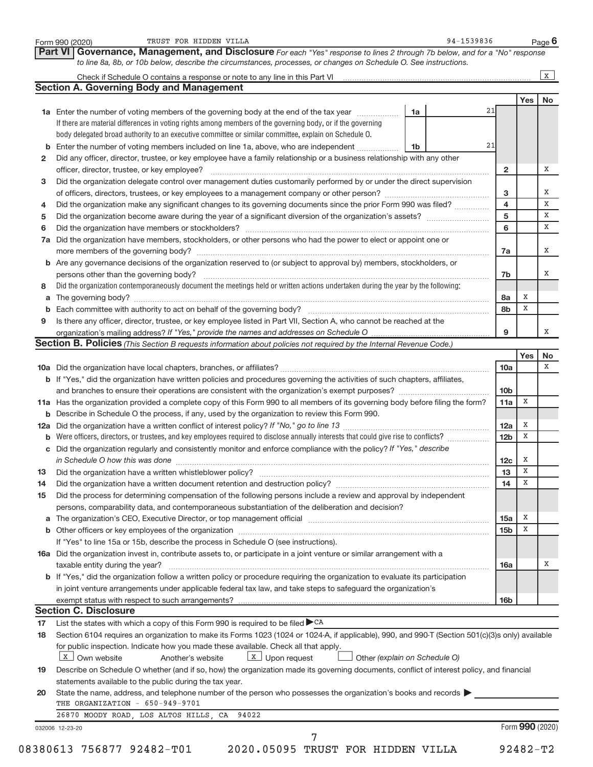Form 990 (2020) TRUST FOR HIDDEN VILLA 94-1539836 Page **6**

## Part VI Governance, Management, and Disclosure

*For each "Yes" response to lines 2 through 7b below, and for a "No" response to line 8a, 8b, or 10b below, describe the circumstances, processes, or changes on Schedule O. See instructions.*

Check if Schedule O contains a response or note to any line in this Part VI ..... X

### Section A. Governing Body and Management

| | | | | Yes | No |
|---|---|---|---|---|---|
| **1a** | Enter the number of voting members of the governing body at the end of the tax year ..... **1a** 21. If there are material differences in voting rights among members of the governing body, or if the governing body delegated broad authority to an executive committee or similar committee, explain on Schedule O. | | | | |
| **b** | Enter the number of voting members included on line 1a, above, who are independent ..... **1b** 21 | | | | |
| **2** | Did any officer, director, trustee, or key employee have a family relationship or a business relationship with any other officer, director, trustee, or key employee? | | 2 | | X |
| **3** | Did the organization delegate control over management duties customarily performed by or under the direct supervision of officers, directors, trustees, or key employees to a management company or other person? | | 3 | | X |
| **4** | Did the organization make any significant changes to its governing documents since the prior Form 990 was filed? | | 4 | | X |
| **5** | Did the organization become aware during the year of a significant diversion of the organization's assets? | | 5 | | X |
| **6** | Did the organization have members or stockholders? | | 6 | | X |
| **7a** | Did the organization have members, stockholders, or other persons who had the power to elect or appoint one or more members of the governing body? | | 7a | | X |
| **b** | Are any governance decisions of the organization reserved to (or subject to approval by) members, stockholders, or persons other than the governing body? | | 7b | | X |
| **8** | Did the organization contemporaneously document the meetings held or written actions undertaken during the year by the following: | | | | |
| **a** | The governing body? | | 8a | X | |
| **b** | Each committee with authority to act on behalf of the governing body? | | 8b | X | |
| **9** | Is there any officer, director, trustee, or key employee listed in Part VII, Section A, who cannot be reached at the organization's mailing address? *If "Yes," provide the names and addresses on Schedule O* | | 9 | | X |

### Section B. Policies *(This Section B requests information about policies not required by the Internal Revenue Code.)*

| | | | Yes | No |
|---|---|---|---|---|
| **10a** | Did the organization have local chapters, branches, or affiliates? | 10a | | X |
| **b** | If "Yes," did the organization have written policies and procedures governing the activities of such chapters, affiliates, and branches to ensure their operations are consistent with the organization's exempt purposes? | 10b | | |
| **11a** | Has the organization provided a complete copy of this Form 990 to all members of its governing body before filing the form? | 11a | X | |
| **b** | Describe in Schedule O the process, if any, used by the organization to review this Form 990. | | | |
| **12a** | Did the organization have a written conflict of interest policy? *If "No," go to line 13* | 12a | X | |
| **b** | Were officers, directors, or trustees, and key employees required to disclose annually interests that could give rise to conflicts? | 12b | X | |
| **c** | Did the organization regularly and consistently monitor and enforce compliance with the policy? *If "Yes," describe in Schedule O how this was done* | 12c | X | |
| **13** | Did the organization have a written whistleblower policy? | 13 | X | |
| **14** | Did the organization have a written document retention and destruction policy? | 14 | X | |
| **15** | Did the process for determining compensation of the following persons include a review and approval by independent persons, comparability data, and contemporaneous substantiation of the deliberation and decision? | | | |
| **a** | The organization's CEO, Executive Director, or top management official | 15a | X | |
| **b** | Other officers or key employees of the organization | 15b | X | |
| | If "Yes" to line 15a or 15b, describe the process in Schedule O (see instructions). | | | |
| **16a** | Did the organization invest in, contribute assets to, or participate in a joint venture or similar arrangement with a taxable entity during the year? | 16a | | X |
| **b** | If "Yes," did the organization follow a written policy or procedure requiring the organization to evaluate its participation in joint venture arrangements under applicable federal tax law, and take steps to safeguard the organization's exempt status with respect to such arrangements? | 16b | | |

### Section C. Disclosure

**17** List the states with which a copy of this Form 990 is required to be filed ▶ CA

**18** Section 6104 requires an organization to make its Forms 1023 (1024 or 1024-A, if applicable), 990, and 990-T (Section 501(c)(3)s only) available for public inspection. Indicate how you made these available. Check all that apply.

[X] Own website [ ] Another's website [X] Upon request [ ] Other *(explain on Schedule O)*

**19** Describe on Schedule O whether (and if so, how) the organization made its governing documents, conflict of interest policy, and financial statements available to the public during the tax year.

**20** State the name, address, and telephone number of the person who possesses the organization's books and records ▶

THE ORGANIZATION - 650-949-9701

26870 MOODY ROAD, LOS ALTOS HILLS, CA 94022

032006 12-23-20 Form **990** (2020)

08380613 756877 92482-T01 2020.05095 TRUST FOR HIDDEN VILLA 92482-T2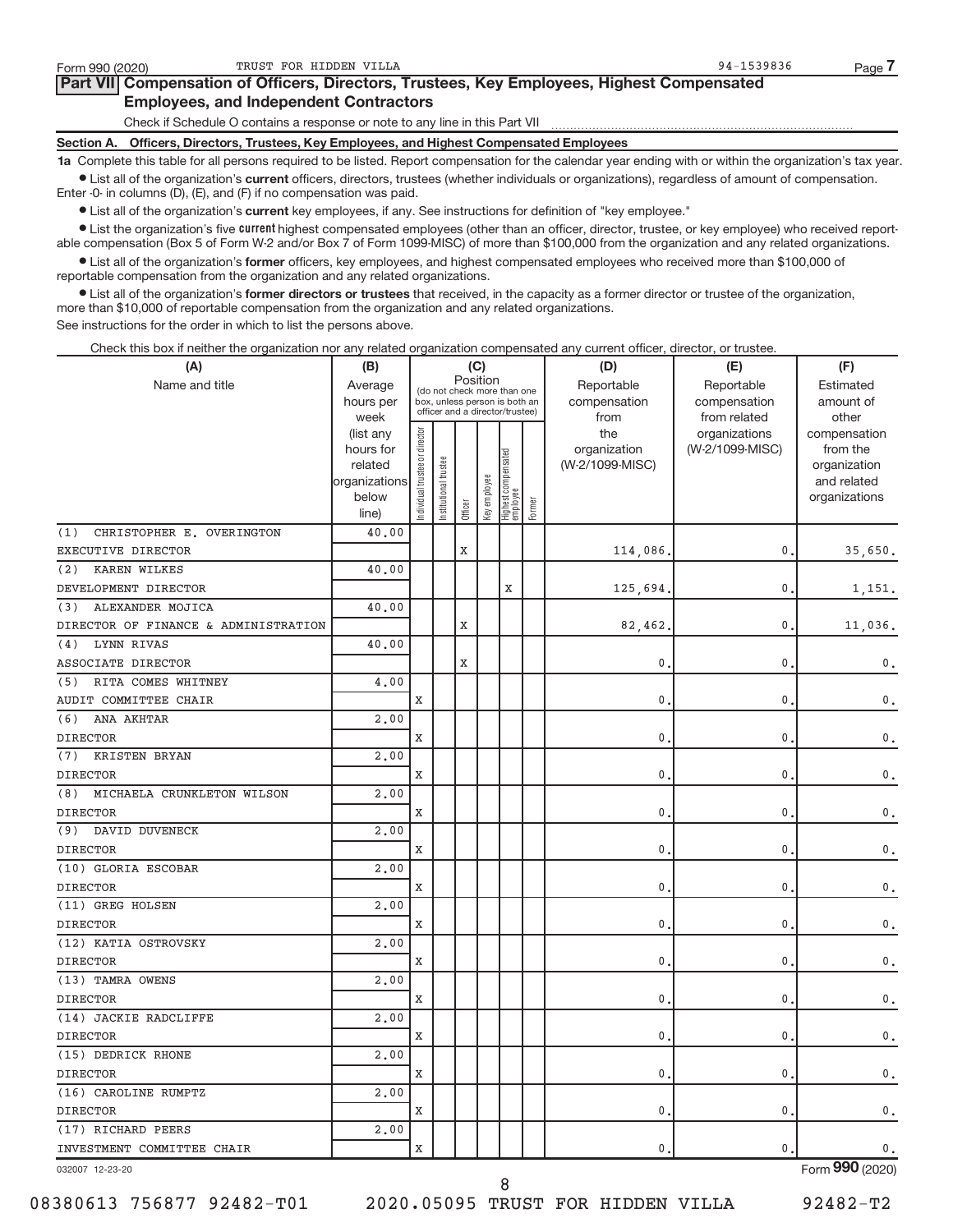Form 990 (2020) TRUST FOR HIDDEN VILLA 94-1539836 Page **7**

## Part VII Compensation of Officers, Directors, Trustees, Key Employees, Highest Compensated Employees, and Independent Contractors

Check if Schedule O contains a response or note to any line in this Part VII

**Section A. Officers, Directors, Trustees, Key Employees, and Highest Compensated Employees**

**1a** Complete this table for all persons required to be listed. Report compensation for the calendar year ending with or within the organization's tax year.

- List all of the organization's **current** officers, directors, trustees (whether individuals or organizations), regardless of amount of compensation. Enter -0- in columns (D), (E), and (F) if no compensation was paid.
- List all of the organization's **current** key employees, if any. See instructions for definition of "key employee."
- List the organization's five **current** highest compensated employees (other than an officer, director, trustee, or key employee) who received reportable compensation (Box 5 of Form W-2 and/or Box 7 of Form 1099-MISC) of more than $100,000 from the organization and any related organizations.
- List all of the organization's **former** officers, key employees, and highest compensated employees who received more than $100,000 of reportable compensation from the organization and any related organizations.
- List all of the organization's **former directors or trustees** that received, in the capacity as a former director or trustee of the organization, more than $10,000 of reportable compensation from the organization and any related organizations.

See instructions for the order in which to list the persons above.

Check this box if neither the organization nor any related organization compensated any current officer, director, or trustee.

| (A) Name and title | (B) Average hours per week (list any hours for related organizations below line) | (C) Position: Individual trustee or director | Institutional trustee | Officer | Key employee | Highest compensated employee | Former | (D) Reportable compensation from the organization (W-2/1099-MISC) | (E) Reportable compensation from related organizations (W-2/1099-MISC) | (F) Estimated amount of other compensation from the organization and related organizations |
|---|---|---|---|---|---|---|---|---|---|---|
| (1) CHRISTOPHER E. OVERINGTON<br>EXECUTIVE DIRECTOR | 40.00 | | | X | | | | 114,086. | 0. | 35,650. |
| (2) KAREN WILKES<br>DEVELOPMENT DIRECTOR | 40.00 | | | | | X | | 125,694. | 0. | 1,151. |
| (3) ALEXANDER MOJICA<br>DIRECTOR OF FINANCE & ADMINISTRATION | 40.00 | | | X | | | | 82,462. | 0. | 11,036. |
| (4) LYNN RIVAS<br>ASSOCIATE DIRECTOR | 40.00 | | | X | | | | 0. | 0. | 0. |
| (5) RITA COMES WHITNEY<br>AUDIT COMMITTEE CHAIR | 4.00 | X | | | | | | 0. | 0. | 0. |
| (6) ANA AKHTAR<br>DIRECTOR | 2.00 | X | | | | | | 0. | 0. | 0. |
| (7) KRISTEN BRYAN<br>DIRECTOR | 2.00 | X | | | | | | 0. | 0. | 0. |
| (8) MICHAELA CRUNKLETON WILSON<br>DIRECTOR | 2.00 | X | | | | | | 0. | 0. | 0. |
| (9) DAVID DUVENECK<br>DIRECTOR | 2.00 | X | | | | | | 0. | 0. | 0. |
| (10) GLORIA ESCOBAR<br>DIRECTOR | 2.00 | X | | | | | | 0. | 0. | 0. |
| (11) GREG HOLSEN<br>DIRECTOR | 2.00 | X | | | | | | 0. | 0. | 0. |
| (12) KATIA OSTROVSKY<br>DIRECTOR | 2.00 | X | | | | | | 0. | 0. | 0. |
| (13) TAMRA OWENS<br>DIRECTOR | 2.00 | X | | | | | | 0. | 0. | 0. |
| (14) JACKIE RADCLIFFE<br>DIRECTOR | 2.00 | X | | | | | | 0. | 0. | 0. |
| (15) DEDRICK RHONE<br>DIRECTOR | 2.00 | X | | | | | | 0. | 0. | 0. |
| (16) CAROLINE RUMPTZ<br>DIRECTOR | 2.00 | X | | | | | | 0. | 0. | 0. |
| (17) RICHARD PEERS<br>INVESTMENT COMMITTEE CHAIR | 2.00 | X | | | | | | 0. | 0. | 0. |

032007 12-23-20 Form **990** (2020)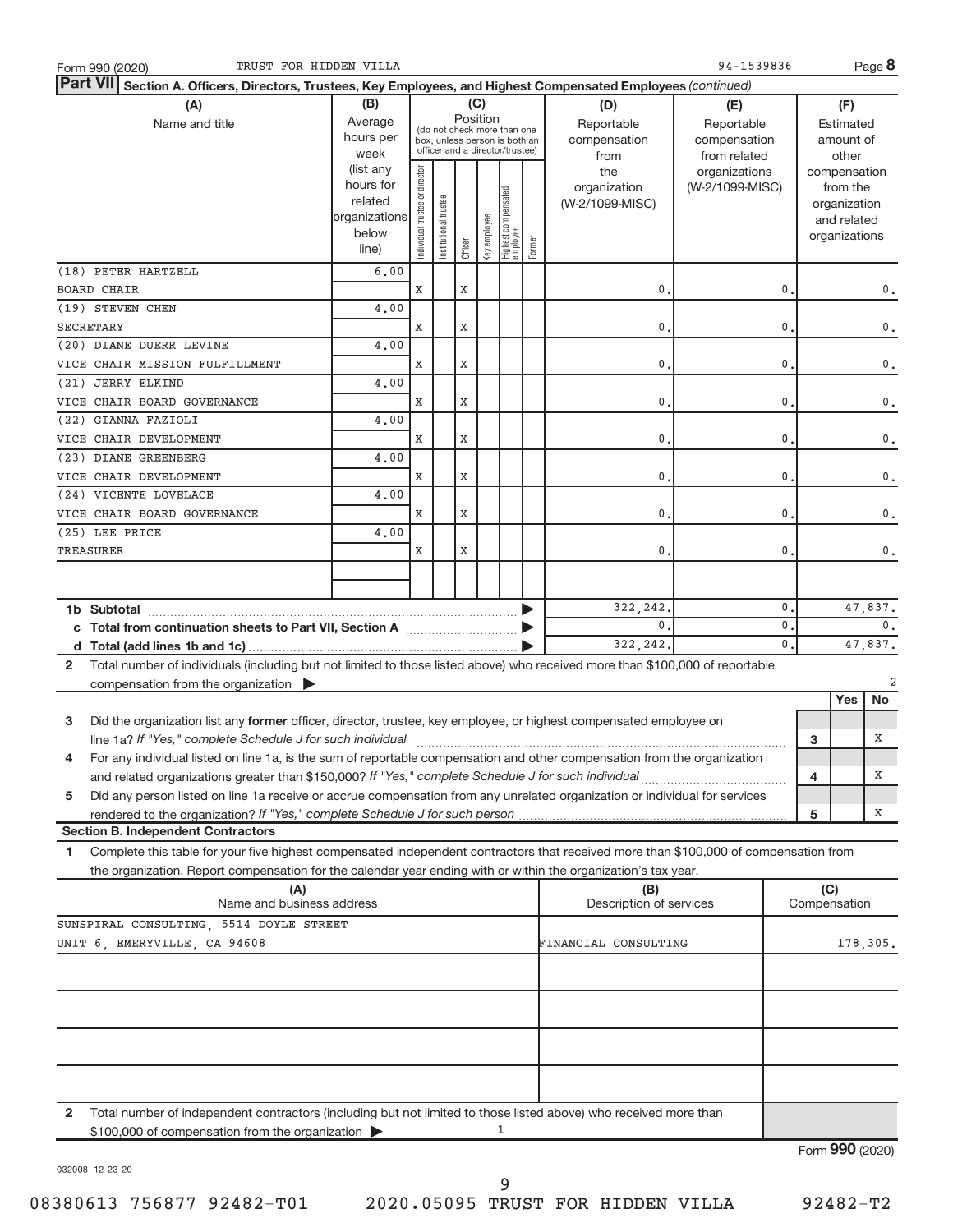Form 990 (2020) TRUST FOR HIDDEN VILLA 94-1539836 Page 8

**Part VII Section A. Officers, Directors, Trustees, Key Employees, and Highest Compensated Employees** *(continued)*

| (A) Name and title | (B) Average hours per week (list any hours for related organizations below line) | (C) Position: Individual trustee or director | Institutional trustee | Officer | Key employee | Highest compensated employee | Former | (D) Reportable compensation from the organization (W-2/1099-MISC) | (E) Reportable compensation from related organizations (W-2/1099-MISC) | (F) Estimated amount of other compensation from the organization and related organizations |
|---|---|---|---|---|---|---|---|---|---|---|
| (18) PETER HARTZELL<br>BOARD CHAIR | 6.00 | X | | X | | | | 0. | 0. | 0. |
| (19) STEVEN CHEN<br>SECRETARY | 4.00 | X | | X | | | | 0. | 0. | 0. |
| (20) DIANE DUERR LEVINE<br>VICE CHAIR MISSION FULFILLMENT | 4.00 | X | | X | | | | 0. | 0. | 0. |
| (21) JERRY ELKIND<br>VICE CHAIR BOARD GOVERNANCE | 4.00 | X | | X | | | | 0. | 0. | 0. |
| (22) GIANNA FAZIOLI<br>VICE CHAIR DEVELOPMENT | 4.00 | X | | X | | | | 0. | 0. | 0. |
| (23) DIANE GREENBERG<br>VICE CHAIR DEVELOPMENT | 4.00 | X | | X | | | | 0. | 0. | 0. |
| (24) VICENTE LOVELACE<br>VICE CHAIR BOARD GOVERNANCE | 4.00 | X | | X | | | | 0. | 0. | 0. |
| (25) LEE PRICE<br>TREASURER | 4.00 | X | | X | | | | 0. | 0. | 0. |
| 1b Subtotal | | | | | | | | 322,242. | 0. | 47,837. |
| c Total from continuation sheets to Part VII, Section A | | | | | | | | 0. | 0. | 0. |
| d Total (add lines 1b and 1c) | | | | | | | | 322,242. | 0. | 47,837. |

2 Total number of individuals (including but not limited to those listed above) who received more than $100,000 of reportable compensation from the organization ▶ 2

| | | | Yes | No |
|---|---|---|---|---|
| 3 | Did the organization list any **former** officer, director, trustee, key employee, or highest compensated employee on line 1a? *If "Yes," complete Schedule J for such individual* | 3 | | X |
| 4 | For any individual listed on line 1a, is the sum of reportable compensation and other compensation from the organization and related organizations greater than $150,000? *If "Yes," complete Schedule J for such individual* | 4 | | X |
| 5 | Did any person listed on line 1a receive or accrue compensation from any unrelated organization or individual for services rendered to the organization? *If "Yes," complete Schedule J for such person* | 5 | | X |

**Section B. Independent Contractors**

1 Complete this table for your five highest compensated independent contractors that received more than $100,000 of compensation from the organization. Report compensation for the calendar year ending with or within the organization's tax year.

| (A) Name and business address | (B) Description of services | (C) Compensation |
|---|---|---|
| SUNSPIRAL CONSULTING, 5514 DOYLE STREET<br>UNIT 6, EMERYVILLE, CA 94608 | FINANCIAL CONSULTING | 178,305. |
| | | |
| | | |
| | | |
| | | |

2 Total number of independent contractors (including but not limited to those listed above) who received more than $100,000 of compensation from the organization ▶ 1

Form **990** (2020)

032008 12-23-20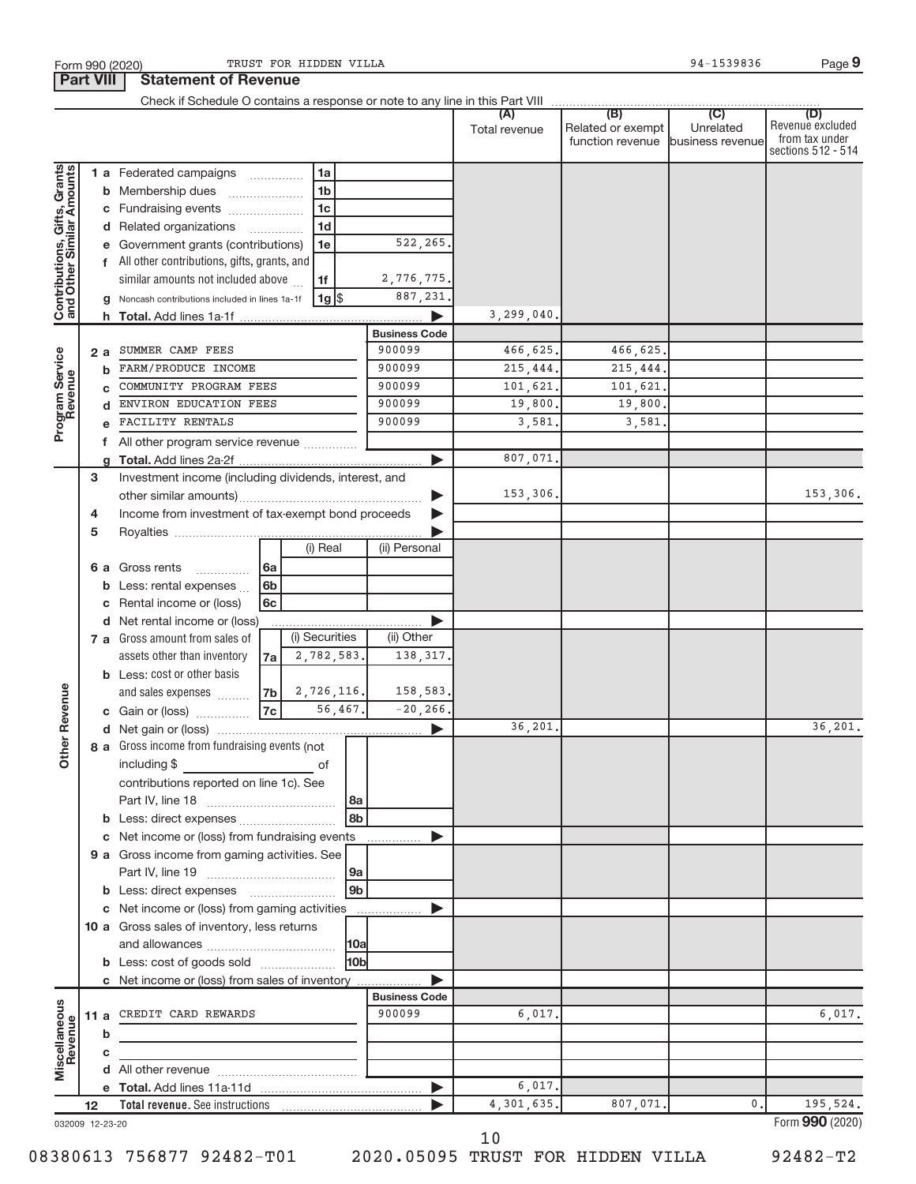Form 990 (2020) TRUST FOR HIDDEN VILLA 94-1539836 Page 9

**Part VIII Statement of Revenue**

Check if Schedule O contains a response or note to any line in this Part VIII

| | | | | (A) Total revenue | (B) Related or exempt function revenue | (C) Unrelated business revenue | (D) Revenue excluded from tax under sections 512 - 514 |
|---|---|---|---|---|---|---|---|
| **Contributions, Gifts, Grants and Other Similar Amounts** | 1 a Federated campaigns | 1a | | | | | |
| | b Membership dues | 1b | | | | | |
| | c Fundraising events | 1c | | | | | |
| | d Related organizations | 1d | | | | | |
| | e Government grants (contributions) | 1e | 522,265. | | | | |
| | f All other contributions, gifts, grants, and similar amounts not included above | 1f | 2,776,775. | | | | |
| | g Noncash contributions included in lines 1a-1f | 1g $ | 887,231. | | | | |
| | h **Total.** Add lines 1a-1f | | | 3,299,040. | | | |
| | | | **Business Code** | | | | |
| **Program Service Revenue** | 2 a SUMMER CAMP FEES | | 900099 | 466,625. | 466,625. | | |
| | b FARM/PRODUCE INCOME | | 900099 | 215,444. | 215,444. | | |
| | c COMMUNITY PROGRAM FEES | | 900099 | 101,621. | 101,621. | | |
| | d ENVIRON EDUCATION FEES | | 900099 | 19,800. | 19,800. | | |
| | e FACILITY RENTALS | | 900099 | 3,581. | 3,581. | | |
| | f All other program service revenue | | | | | | |
| | g **Total.** Add lines 2a-2f | | | 807,071. | | | |
| **Other Revenue** | 3 Investment income (including dividends, interest, and other similar amounts) | | | 153,306. | | | 153,306. |
| | 4 Income from investment of tax-exempt bond proceeds | | | | | | |
| | 5 Royalties | | | | | | |
| | | (i) Real | (ii) Personal | | | | |
| | 6 a Gross rents (6a) | | | | | | |
| | b Less: rental expenses (6b) | | | | | | |
| | c Rental income or (loss) (6c) | | | | | | |
| | d Net rental income or (loss) | | | | | | |
| | | (i) Securities | (ii) Other | | | | |
| | 7 a Gross amount from sales of assets other than inventory (7a) | 2,782,583. | 138,317. | | | | |
| | b Less: cost or other basis and sales expenses (7b) | 2,726,116. | 158,583. | | | | |
| | c Gain or (loss) (7c) | 56,467. | -20,266. | | | | |
| | d Net gain or (loss) | | | 36,201. | | | 36,201. |
| | 8 a Gross income from fundraising events (not including $ of contributions reported on line 1c). See Part IV, line 18 | 8a | | | | | |
| | b Less: direct expenses | 8b | | | | | |
| | c Net income or (loss) from fundraising events | | | | | | |
| | 9 a Gross income from gaming activities. See Part IV, line 19 | 9a | | | | | |
| | b Less: direct expenses | 9b | | | | | |
| | c Net income or (loss) from gaming activities | | | | | | |
| | 10 a Gross sales of inventory, less returns and allowances | 10a | | | | | |
| | b Less: cost of goods sold | 10b | | | | | |
| | c Net income or (loss) from sales of inventory | | | | | | |
| | | | **Business Code** | | | | |
| **Miscellaneous Revenue** | 11 a CREDIT CARD REWARDS | | 900099 | 6,017. | | | 6,017. |
| | b | | | | | | |
| | c | | | | | | |
| | d All other revenue | | | | | | |
| | e **Total.** Add lines 11a-11d | | | 6,017. | | | |
| | 12 **Total revenue.** See instructions | | | 4,301,635. | 807,071. | 0. | 195,524. |

032009 12-23-20 Form **990** (2020)

08380613 756877 92482-T01 2020.05095 TRUST FOR HIDDEN VILLA 92482-T2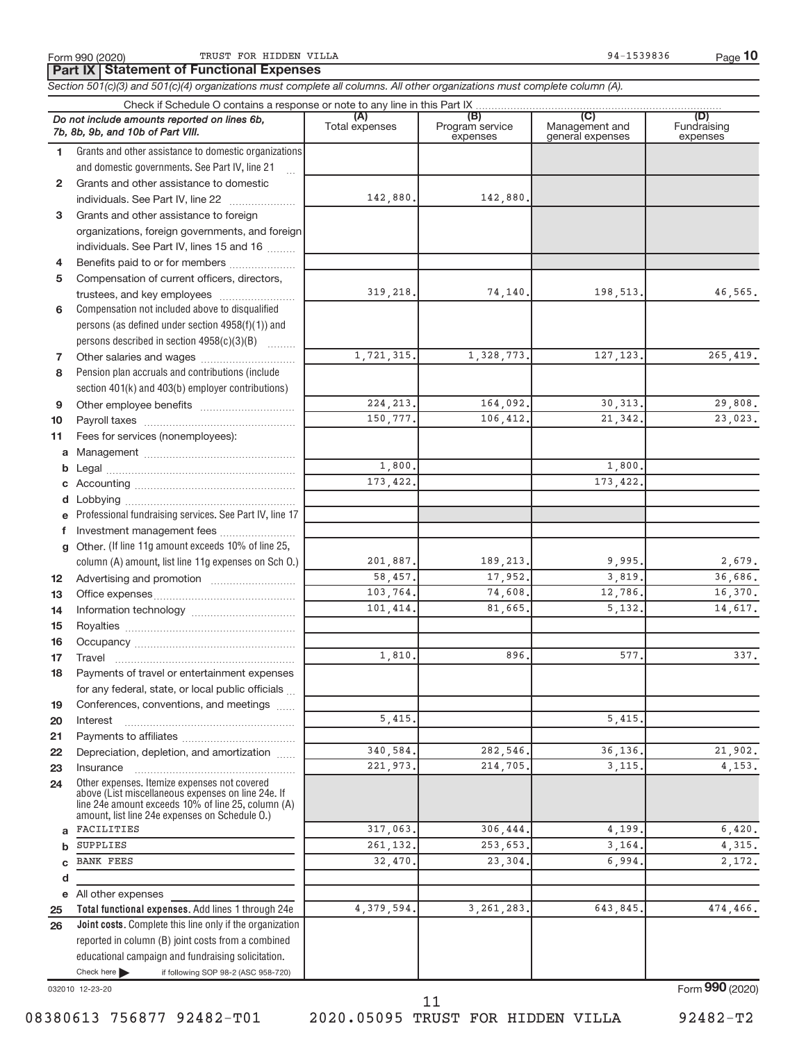Form 990 (2020) TRUST FOR HIDDEN VILLA 94-1539836 Page 10

## Part IX Statement of Functional Expenses

*Section 501(c)(3) and 501(c)(4) organizations must complete all columns. All other organizations must complete column (A).*

Check if Schedule O contains a response or note to any line in this Part IX

| | *Do not include amounts reported on lines 6b, 7b, 8b, 9b, and 10b of Part VIII.* | (A) Total expenses | (B) Program service expenses | (C) Management and general expenses | (D) Fundraising expenses |
|---|---|---|---|---|---|
| 1 | Grants and other assistance to domestic organizations and domestic governments. See Part IV, line 21 | | | | |
| 2 | Grants and other assistance to domestic individuals. See Part IV, line 22 | 142,880. | 142,880. | | |
| 3 | Grants and other assistance to foreign organizations, foreign governments, and foreign individuals. See Part IV, lines 15 and 16 | | | | |
| 4 | Benefits paid to or for members | | | | |
| 5 | Compensation of current officers, directors, trustees, and key employees | 319,218. | 74,140. | 198,513. | 46,565. |
| 6 | Compensation not included above to disqualified persons (as defined under section 4958(f)(1)) and persons described in section 4958(c)(3)(B) | | | | |
| 7 | Other salaries and wages | 1,721,315. | 1,328,773. | 127,123. | 265,419. |
| 8 | Pension plan accruals and contributions (include section 401(k) and 403(b) employer contributions) | | | | |
| 9 | Other employee benefits | 224,213. | 164,092. | 30,313. | 29,808. |
| 10 | Payroll taxes | 150,777. | 106,412. | 21,342. | 23,023. |
| 11 | Fees for services (nonemployees): | | | | |
| a | Management | | | | |
| b | Legal | 1,800. | | 1,800. | |
| c | Accounting | 173,422. | | 173,422. | |
| d | Lobbying | | | | |
| e | Professional fundraising services. See Part IV, line 17 | | | | |
| f | Investment management fees | | | | |
| g | Other. (If line 11g amount exceeds 10% of line 25, column (A) amount, list line 11g expenses on Sch O.) | 201,887. | 189,213. | 9,995. | 2,679. |
| 12 | Advertising and promotion | 58,457. | 17,952. | 3,819. | 36,686. |
| 13 | Office expenses | 103,764. | 74,608. | 12,786. | 16,370. |
| 14 | Information technology | 101,414. | 81,665. | 5,132. | 14,617. |
| 15 | Royalties | | | | |
| 16 | Occupancy | | | | |
| 17 | Travel | 1,810. | 896. | 577. | 337. |
| 18 | Payments of travel or entertainment expenses for any federal, state, or local public officials | | | | |
| 19 | Conferences, conventions, and meetings | | | | |
| 20 | Interest | 5,415. | | 5,415. | |
| 21 | Payments to affiliates | | | | |
| 22 | Depreciation, depletion, and amortization | 340,584. | 282,546. | 36,136. | 21,902. |
| 23 | Insurance | 221,973. | 214,705. | 3,115. | 4,153. |
| 24 | Other expenses. Itemize expenses not covered above (List miscellaneous expenses on line 24e. If line 24e amount exceeds 10% of line 25, column (A) amount, list line 24e expenses on Schedule O.) | | | | |
| a | FACILITIES | 317,063. | 306,444. | 4,199. | 6,420. |
| b | SUPPLIES | 261,132. | 253,653. | 3,164. | 4,315. |
| c | BANK FEES | 32,470. | 23,304. | 6,994. | 2,172. |
| d | | | | | |
| e | All other expenses | | | | |
| 25 | **Total functional expenses.** Add lines 1 through 24e | 4,379,594. | 3,261,283. | 643,845. | 474,466. |
| 26 | **Joint costs.** Complete this line only if the organization reported in column (B) joint costs from a combined educational campaign and fundraising solicitation. Check here ▶ if following SOP 98-2 (ASC 958-720) | | | | |

032010 12-23-20 Form **990** (2020)

08380613 756877 92482-T01 2020.05095 TRUST FOR HIDDEN VILLA 92482-T2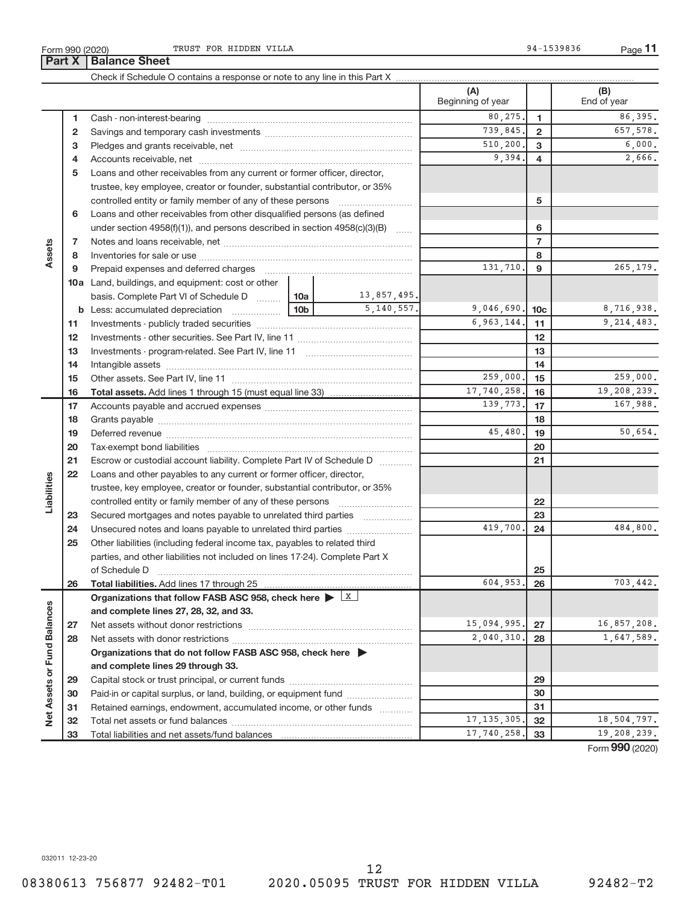Form 990 (2020) TRUST FOR HIDDEN VILLA 94-1539836

## Part X | Balance Sheet

Check if Schedule O contains a response or note to any line in this Part X

| Section | Line | Description | | | (A) Beginning of year | | (B) End of year |
|---|---|---|---|---|---|---|---|
| Assets | 1 | Cash - non-interest-bearing | | | 80,275. | 1 | 86,395. |
| | 2 | Savings and temporary cash investments | | | 739,845. | 2 | 657,578. |
| | 3 | Pledges and grants receivable, net | | | 510,200. | 3 | 6,000. |
| | 4 | Accounts receivable, net | | | 9,394. | 4 | 2,666. |
| | 5 | Loans and other receivables from any current or former officer, director, trustee, key employee, creator or founder, substantial contributor, or 35% controlled entity or family member of any of these persons | | | | 5 | |
| | 6 | Loans and other receivables from other disqualified persons (as defined under section 4958(f)(1)), and persons described in section 4958(c)(3)(B) | | | | 6 | |
| | 7 | Notes and loans receivable, net | | | | 7 | |
| | 8 | Inventories for sale or use | | | | 8 | |
| | 9 | Prepaid expenses and deferred charges | | | 131,710. | 9 | 265,179. |
| | 10a | Land, buildings, and equipment: cost or other basis. Complete Part VI of Schedule D | 10a | 13,857,495. | | | |
| | b | Less: accumulated depreciation | 10b | 5,140,557. | 9,046,690. | 10c | 8,716,938. |
| | 11 | Investments - publicly traded securities | | | 6,963,144. | 11 | 9,214,483. |
| | 12 | Investments - other securities. See Part IV, line 11 | | | | 12 | |
| | 13 | Investments - program-related. See Part IV, line 11 | | | | 13 | |
| | 14 | Intangible assets | | | | 14 | |
| | 15 | Other assets. See Part IV, line 11 | | | 259,000. | 15 | 259,000. |
| | 16 | **Total assets.** Add lines 1 through 15 (must equal line 33) | | | 17,740,258. | 16 | 19,208,239. |
| Liabilities | 17 | Accounts payable and accrued expenses | | | 139,773. | 17 | 167,988. |
| | 18 | Grants payable | | | | 18 | |
| | 19 | Deferred revenue | | | 45,480. | 19 | 50,654. |
| | 20 | Tax-exempt bond liabilities | | | | 20 | |
| | 21 | Escrow or custodial account liability. Complete Part IV of Schedule D | | | | 21 | |
| | 22 | Loans and other payables to any current or former officer, director, trustee, key employee, creator or founder, substantial contributor, or 35% controlled entity or family member of any of these persons | | | | 22 | |
| | 23 | Secured mortgages and notes payable to unrelated third parties | | | | 23 | |
| | 24 | Unsecured notes and loans payable to unrelated third parties | | | 419,700. | 24 | 484,800. |
| | 25 | Other liabilities (including federal income tax, payables to related third parties, and other liabilities not included on lines 17-24). Complete Part X of Schedule D | | | | 25 | |
| | 26 | **Total liabilities.** Add lines 17 through 25 | | | 604,953. | 26 | 703,442. |
| Net Assets or Fund Balances | | **Organizations that follow FASB ASC 958, check here** ▶ X **and complete lines 27, 28, 32, and 33.** | | | | | |
| | 27 | Net assets without donor restrictions | | | 15,094,995. | 27 | 16,857,208. |
| | 28 | Net assets with donor restrictions | | | 2,040,310. | 28 | 1,647,589. |
| | | **Organizations that do not follow FASB ASC 958, check here** ▶ **and complete lines 29 through 33.** | | | | | |
| | 29 | Capital stock or trust principal, or current funds | | | | 29 | |
| | 30 | Paid-in or capital surplus, or land, building, or equipment fund | | | | 30 | |
| | 31 | Retained earnings, endowment, accumulated income, or other funds | | | | 31 | |
| | 32 | Total net assets or fund balances | | | 17,135,305. | 32 | 18,504,797. |
| | 33 | Total liabilities and net assets/fund balances | | | 17,740,258. | 33 | 19,208,239. |

Form **990** (2020)

032011 12-23-20

08380613 756877 92482-T01 2020.05095 TRUST FOR HIDDEN VILLA 92482-T2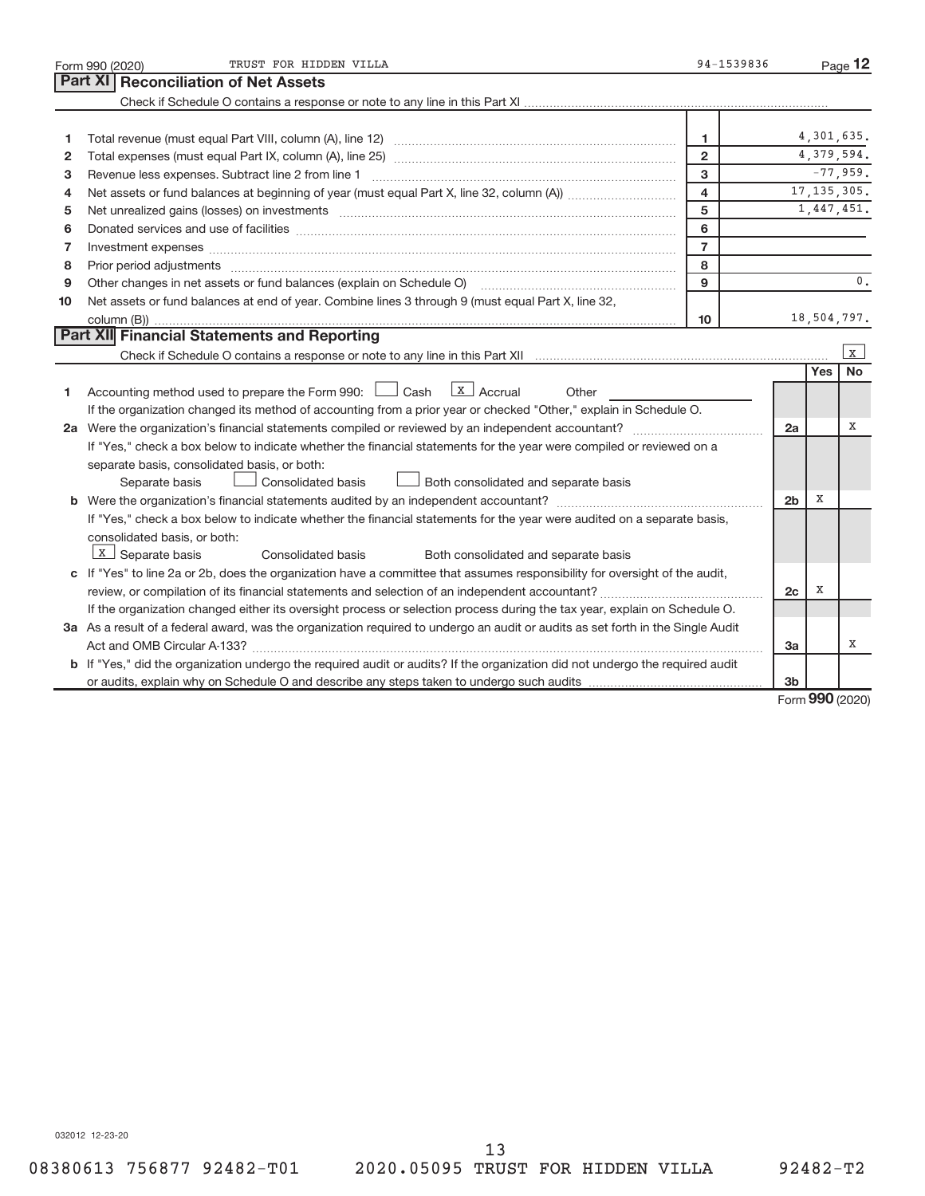Form 990 (2020) TRUST FOR HIDDEN VILLA 94-1539836 Page **12**

## Part XI Reconciliation of Net Assets

Check if Schedule O contains a response or note to any line in this Part XI

| | | | |
|---|---|---|---|
| 1 | Total revenue (must equal Part VIII, column (A), line 12) | 1 | 4,301,635. |
| 2 | Total expenses (must equal Part IX, column (A), line 25) | 2 | 4,379,594. |
| 3 | Revenue less expenses. Subtract line 2 from line 1 | 3 | -77,959. |
| 4 | Net assets or fund balances at beginning of year (must equal Part X, line 32, column (A)) | 4 | 17,135,305. |
| 5 | Net unrealized gains (losses) on investments | 5 | 1,447,451. |
| 6 | Donated services and use of facilities | 6 | |
| 7 | Investment expenses | 7 | |
| 8 | Prior period adjustments | 8 | |
| 9 | Other changes in net assets or fund balances (explain on Schedule O) | 9 | 0. |
| 10 | Net assets or fund balances at end of year. Combine lines 3 through 9 (must equal Part X, line 32, column (B)) | 10 | 18,504,797. |

## Part XII Financial Statements and Reporting

Check if Schedule O contains a response or note to any line in this Part XII [X]

| | | | Yes | No |
|---|---|---|---|---|
| 1 | Accounting method used to prepare the Form 990: [ ] Cash [X] Accrual Other ______ <br> If the organization changed its method of accounting from a prior year or checked "Other," explain in Schedule O. | | | |
| 2a | Were the organization's financial statements compiled or reviewed by an independent accountant? <br> If "Yes," check a box below to indicate whether the financial statements for the year were compiled or reviewed on a separate basis, consolidated basis, or both: <br> [ ] Separate basis [ ] Consolidated basis [ ] Both consolidated and separate basis | 2a | | X |
| b | Were the organization's financial statements audited by an independent accountant? <br> If "Yes," check a box below to indicate whether the financial statements for the year were audited on a separate basis, consolidated basis, or both: <br> [X] Separate basis [ ] Consolidated basis [ ] Both consolidated and separate basis | 2b | X | |
| c | If "Yes" to line 2a or 2b, does the organization have a committee that assumes responsibility for oversight of the audit, review, or compilation of its financial statements and selection of an independent accountant? <br> If the organization changed either its oversight process or selection process during the tax year, explain on Schedule O. | 2c | X | |
| 3a | As a result of a federal award, was the organization required to undergo an audit or audits as set forth in the Single Audit Act and OMB Circular A-133? | 3a | | X |
| b | If "Yes," did the organization undergo the required audit or audits? If the organization did not undergo the required audit or audits, explain why on Schedule O and describe any steps taken to undergo such audits | 3b | | |

Form **990** (2020)

032012 12-23-20

08380613 756877 92482-T01 2020.05095 TRUST FOR HIDDEN VILLA 92482-T2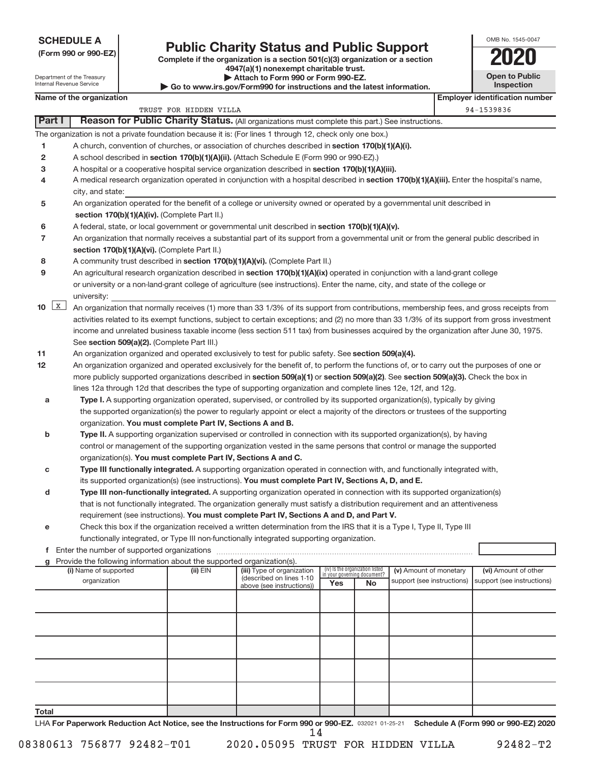**SCHEDULE A**
**(Form 990 or 990-EZ)**

Department of the Treasury
Internal Revenue Service

# Public Charity Status and Public Support

**Complete if the organization is a section 501(c)(3) organization or a section 4947(a)(1) nonexempt charitable trust.**
**▶ Attach to Form 990 or Form 990-EZ.**
**▶ Go to www.irs.gov/Form990 for instructions and the latest information.**

OMB No. 1545-0047
**2020**
**Open to Public Inspection**

**Name of the organization:** TRUST FOR HIDDEN VILLA
**Employer identification number:** 94-1539836

## Part I — Reason for Public Charity Status. (All organizations must complete this part.) See instructions.

The organization is not a private foundation because it is: (For lines 1 through 12, check only one box.)

1. [ ] A church, convention of churches, or association of churches described in **section 170(b)(1)(A)(i).**
2. [ ] A school described in **section 170(b)(1)(A)(ii).** (Attach Schedule E (Form 990 or 990-EZ).)
3. [ ] A hospital or a cooperative hospital service organization described in **section 170(b)(1)(A)(iii).**
4. [ ] A medical research organization operated in conjunction with a hospital described in **section 170(b)(1)(A)(iii).** Enter the hospital's name, city, and state:
5. [ ] An organization operated for the benefit of a college or university owned or operated by a governmental unit described in **section 170(b)(1)(A)(iv).** (Complete Part II.)
6. [ ] A federal, state, or local government or governmental unit described in **section 170(b)(1)(A)(v).**
7. [ ] An organization that normally receives a substantial part of its support from a governmental unit or from the general public described in **section 170(b)(1)(A)(vi).** (Complete Part II.)
8. [ ] A community trust described in **section 170(b)(1)(A)(vi).** (Complete Part II.)
9. [ ] An agricultural research organization described in **section 170(b)(1)(A)(ix)** operated in conjunction with a land-grant college or university or a non-land-grant college of agriculture (see instructions). Enter the name, city, and state of the college or university:
10. [X] An organization that normally receives (1) more than 33 1/3% of its support from contributions, membership fees, and gross receipts from activities related to its exempt functions, subject to certain exceptions; and (2) no more than 33 1/3% of its support from gross investment income and unrelated business taxable income (less section 511 tax) from businesses acquired by the organization after June 30, 1975. See **section 509(a)(2).** (Complete Part III.)
11. [ ] An organization organized and operated exclusively to test for public safety. See **section 509(a)(4).**
12. [ ] An organization organized and operated exclusively for the benefit of, to perform the functions of, or to carry out the purposes of one or more publicly supported organizations described in **section 509(a)(1)** or **section 509(a)(2)**. See **section 509(a)(3).** Check the box in lines 12a through 12d that describes the type of supporting organization and complete lines 12e, 12f, and 12g.
   - **a** [ ] **Type I.** A supporting organization operated, supervised, or controlled by its supported organization(s), typically by giving the supported organization(s) the power to regularly appoint or elect a majority of the directors or trustees of the supporting organization. **You must complete Part IV, Sections A and B.**
   - **b** [ ] **Type II.** A supporting organization supervised or controlled in connection with its supported organization(s), by having control or management of the supporting organization vested in the same persons that control or manage the supported organization(s). **You must complete Part IV, Sections A and C.**
   - **c** [ ] **Type III functionally integrated.** A supporting organization operated in connection with, and functionally integrated with, its supported organization(s) (see instructions). **You must complete Part IV, Sections A, D, and E.**
   - **d** [ ] **Type III non-functionally integrated.** A supporting organization operated in connection with its supported organization(s) that is not functionally integrated. The organization generally must satisfy a distribution requirement and an attentiveness requirement (see instructions). **You must complete Part IV, Sections A and D, and Part V.**
   - **e** [ ] Check this box if the organization received a written determination from the IRS that it is a Type I, Type II, Type III functionally integrated, or Type III non-functionally integrated supporting organization.
   - **f** Enter the number of supported organizations
   - **g** Provide the following information about the supported organization(s).

| (i) Name of supported organization | (ii) EIN | (iii) Type of organization (described on lines 1-10 above (see instructions)) | (iv) Is the organization listed in your governing document? Yes | No | (v) Amount of monetary support (see instructions) | (vi) Amount of other support (see instructions) |
|---|---|---|---|---|---|---|
| | | | | | | |
| | | | | | | |
| | | | | | | |
| | | | | | | |
| | | | | | | |
| **Total** | | | | | | |

LHA **For Paperwork Reduction Act Notice, see the Instructions for Form 990 or 990-EZ.** 032021 01-25-21 **Schedule A (Form 990 or 990-EZ) 2020**

08380613 756877 92482-T01 2020.05095 TRUST FOR HIDDEN VILLA 92482-T2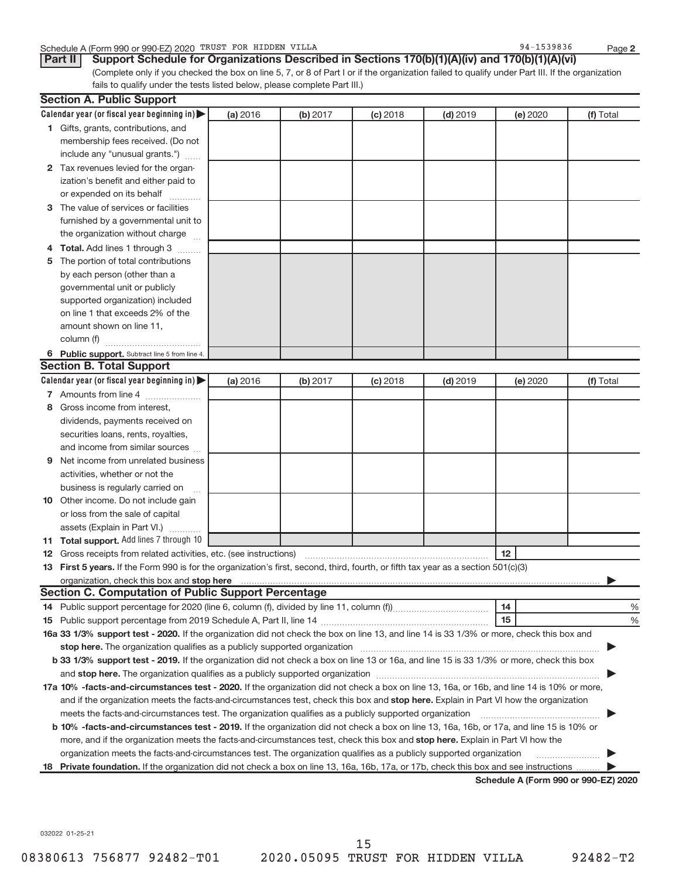Schedule A (Form 990 or 990-EZ) 2020 TRUST FOR HIDDEN VILLA 94-1539836 Page 2

**Part II** **Support Schedule for Organizations Described in Sections 170(b)(1)(A)(iv) and 170(b)(1)(A)(vi)**

(Complete only if you checked the box on line 5, 7, or 8 of Part I or if the organization failed to qualify under Part III. If the organization fails to qualify under the tests listed below, please complete Part III.)

**Section A. Public Support**

| Calendar year (or fiscal year beginning in) ▶ | (a) 2016 | (b) 2017 | (c) 2018 | (d) 2019 | (e) 2020 | (f) Total |
|---|---|---|---|---|---|---|
| **1** Gifts, grants, contributions, and membership fees received. (Do not include any "unusual grants.") | | | | | | |
| **2** Tax revenues levied for the organization's benefit and either paid to or expended on its behalf | | | | | | |
| **3** The value of services or facilities furnished by a governmental unit to the organization without charge | | | | | | |
| **4** **Total.** Add lines 1 through 3 | | | | | | |
| **5** The portion of total contributions by each person (other than a governmental unit or publicly supported organization) included on line 1 that exceeds 2% of the amount shown on line 11, column (f) | | | | | | |
| **6** **Public support.** Subtract line 5 from line 4. | | | | | | |

**Section B. Total Support**

| Calendar year (or fiscal year beginning in) ▶ | (a) 2016 | (b) 2017 | (c) 2018 | (d) 2019 | (e) 2020 | (f) Total |
|---|---|---|---|---|---|---|
| **7** Amounts from line 4 | | | | | | |
| **8** Gross income from interest, dividends, payments received on securities loans, rents, royalties, and income from similar sources | | | | | | |
| **9** Net income from unrelated business activities, whether or not the business is regularly carried on | | | | | | |
| **10** Other income. Do not include gain or loss from the sale of capital assets (Explain in Part VI.) | | | | | | |
| **11** **Total support.** Add lines 7 through 10 | | | | | | |

**12** Gross receipts from related activities, etc. (see instructions) ..... **12**

**13** **First 5 years.** If the Form 990 is for the organization's first, second, third, fourth, or fifth tax year as a section 501(c)(3) organization, check this box and **stop here** ▶

**Section C. Computation of Public Support Percentage**

**14** Public support percentage for 2020 (line 6, column (f), divided by line 11, column (f)) ..... **14** %

**15** Public support percentage from 2019 Schedule A, Part II, line 14 ..... **15** %

**16a 33 1/3% support test - 2020.** If the organization did not check the box on line 13, and line 14 is 33 1/3% or more, check this box and **stop here.** The organization qualifies as a publicly supported organization ▶

**b 33 1/3% support test - 2019.** If the organization did not check a box on line 13 or 16a, and line 15 is 33 1/3% or more, check this box and **stop here.** The organization qualifies as a publicly supported organization ▶

**17a 10% -facts-and-circumstances test - 2020.** If the organization did not check a box on line 13, 16a, or 16b, and line 14 is 10% or more, and if the organization meets the facts-and-circumstances test, check this box and **stop here.** Explain in Part VI how the organization meets the facts-and-circumstances test. The organization qualifies as a publicly supported organization ▶

**b 10% -facts-and-circumstances test - 2019.** If the organization did not check a box on line 13, 16a, 16b, or 17a, and line 15 is 10% or more, and if the organization meets the facts-and-circumstances test, check this box and **stop here.** Explain in Part VI how the organization meets the facts-and-circumstances test. The organization qualifies as a publicly supported organization ▶

**18** **Private foundation.** If the organization did not check a box on line 13, 16a, 16b, 17a, or 17b, check this box and see instructions ▶

**Schedule A (Form 990 or 990-EZ) 2020**

032022 01-25-21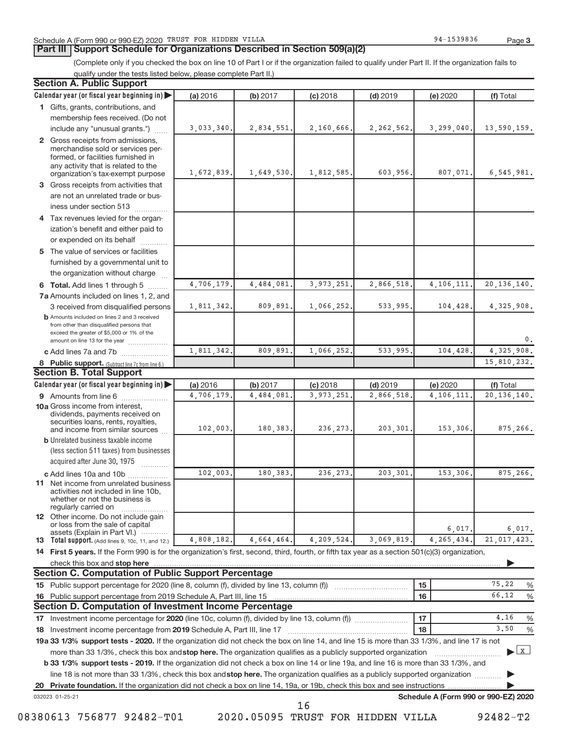Schedule A (Form 990 or 990-EZ) 2020 TRUST FOR HIDDEN VILLA 94-1539836 Page 3

## Part III Support Schedule for Organizations Described in Section 509(a)(2)

(Complete only if you checked the box on line 10 of Part I or if the organization failed to qualify under Part II. If the organization fails to qualify under the tests listed below, please complete Part II.)

### Section A. Public Support

| Calendar year (or fiscal year beginning in) | (a) 2016 | (b) 2017 | (c) 2018 | (d) 2019 | (e) 2020 | (f) Total |
|---|---|---|---|---|---|---|
| 1 Gifts, grants, contributions, and membership fees received. (Do not include any "unusual grants.") | 3,033,340. | 2,834,551. | 2,160,666. | 2,262,562. | 3,299,040. | 13,590,159. |
| 2 Gross receipts from admissions, merchandise sold or services performed, or facilities furnished in any activity that is related to the organization's tax-exempt purpose | 1,672,839. | 1,649,530. | 1,812,585. | 603,956. | 807,071. | 6,545,981. |
| 3 Gross receipts from activities that are not an unrelated trade or business under section 513 | | | | | | |
| 4 Tax revenues levied for the organization's benefit and either paid to or expended on its behalf | | | | | | |
| 5 The value of services or facilities furnished by a governmental unit to the organization without charge | | | | | | |
| 6 **Total.** Add lines 1 through 5 | 4,706,179. | 4,484,081. | 3,973,251. | 2,866,518. | 4,106,111. | 20,136,140. |
| 7a Amounts included on lines 1, 2, and 3 received from disqualified persons | 1,811,342. | 809,891. | 1,066,252. | 533,995. | 104,428. | 4,325,908. |
| b Amounts included on lines 2 and 3 received from other than disqualified persons that exceed the greater of $5,000 or 1% of the amount on line 13 for the year | | | | | | 0. |
| c Add lines 7a and 7b | 1,811,342. | 809,891. | 1,066,252. | 533,995. | 104,428. | 4,325,908. |
| 8 **Public support.** (Subtract line 7c from line 6.) | | | | | | 15,810,232. |

### Section B. Total Support

| Calendar year (or fiscal year beginning in) | (a) 2016 | (b) 2017 | (c) 2018 | (d) 2019 | (e) 2020 | (f) Total |
|---|---|---|---|---|---|---|
| 9 Amounts from line 6 | 4,706,179. | 4,484,081. | 3,973,251. | 2,866,518. | 4,106,111. | 20,136,140. |
| 10a Gross income from interest, dividends, payments received on securities loans, rents, royalties, and income from similar sources | 102,003. | 180,383. | 236,273. | 203,301. | 153,306. | 875,266. |
| b Unrelated business taxable income (less section 511 taxes) from businesses acquired after June 30, 1975 | | | | | | |
| c Add lines 10a and 10b | 102,003. | 180,383. | 236,273. | 203,301. | 153,306. | 875,266. |
| 11 Net income from unrelated business activities not included in line 10b, whether or not the business is regularly carried on | | | | | | |
| 12 Other income. Do not include gain or loss from the sale of capital assets (Explain in Part VI.) | | | | | 6,017. | 6,017. |
| 13 **Total support.** (Add lines 9, 10c, 11, and 12.) | 4,808,182. | 4,664,464. | 4,209,524. | 3,069,819. | 4,265,434. | 21,017,423. |

14 **First 5 years.** If the Form 990 is for the organization's first, second, third, fourth, or fifth tax year as a section 501(c)(3) organization, check this box and **stop here**

### Section C. Computation of Public Support Percentage

| | | |
|---|---|---|
| 15 Public support percentage for 2020 (line 8, column (f), divided by line 13, column (f)) | 15 | 75.22 % |
| 16 Public support percentage from 2019 Schedule A, Part III, line 15 | 16 | 66.12 % |

### Section D. Computation of Investment Income Percentage

| | | |
|---|---|---|
| 17 Investment income percentage for **2020** (line 10c, column (f), divided by line 13, column (f)) | 17 | 4.16 % |
| 18 Investment income percentage from **2019** Schedule A, Part III, line 17 | 18 | 3.50 % |

**19a 33 1/3% support tests - 2020.** If the organization did not check the box on line 14, and line 15 is more than 33 1/3%, and line 17 is not more than 33 1/3%, check this box and **stop here.** The organization qualifies as a publicly supported organization [X]

**b 33 1/3% support tests - 2019.** If the organization did not check a box on line 14 or line 19a, and line 16 is more than 33 1/3%, and line 18 is not more than 33 1/3%, check this box and **stop here.** The organization qualifies as a publicly supported organization

**20 Private foundation.** If the organization did not check a box on line 14, 19a, or 19b, check this box and see instructions

032023 01-25-21 **Schedule A (Form 990 or 990-EZ) 2020**

08380613 756877 92482-T01 2020.05095 TRUST FOR HIDDEN VILLA 92482-T2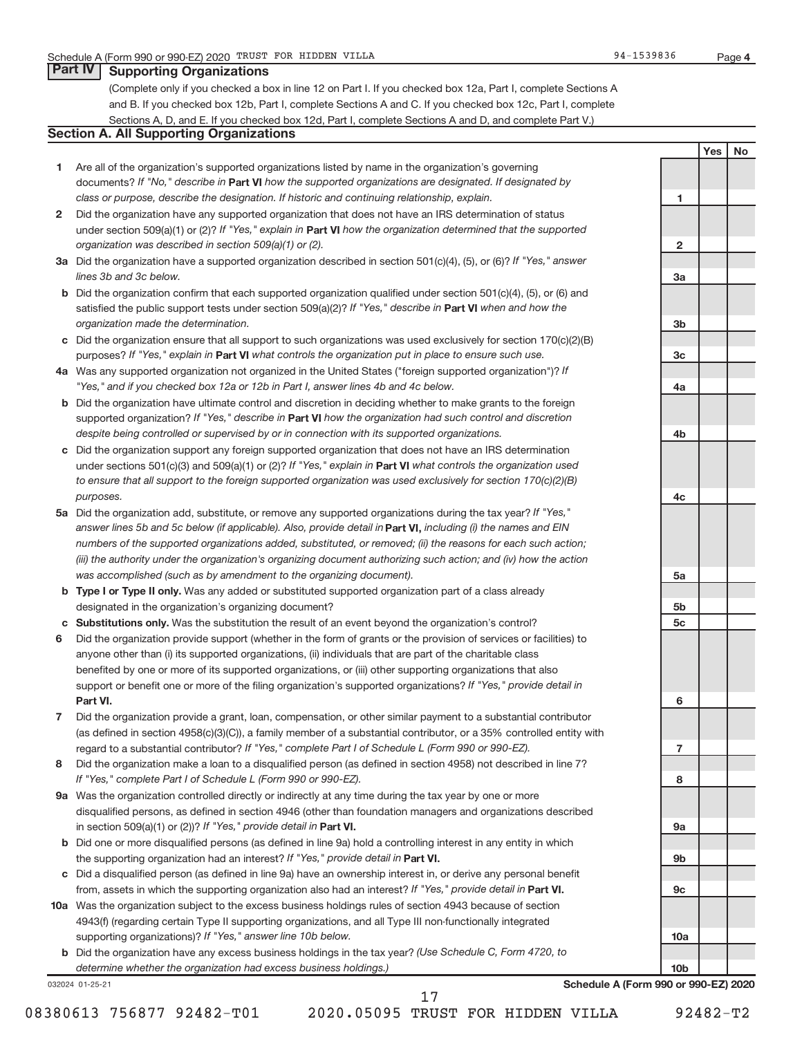## Part IV Supporting Organizations

(Complete only if you checked a box in line 12 on Part I. If you checked box 12a, Part I, complete Sections A and B. If you checked box 12b, Part I, complete Sections A and C. If you checked box 12c, Part I, complete Sections A, D, and E. If you checked box 12d, Part I, complete Sections A and D, and complete Part V.)

### Section A. All Supporting Organizations

| | | | Yes | No |
|---|---|---|---|---|
| **1** | Are all of the organization's supported organizations listed by name in the organization's governing documents? *If "No," describe in* **Part VI** *how the supported organizations are designated. If designated by class or purpose, describe the designation. If historic and continuing relationship, explain.* | 1 | | |
| **2** | Did the organization have any supported organization that does not have an IRS determination of status under section 509(a)(1) or (2)? *If "Yes," explain in* **Part VI** *how the organization determined that the supported organization was described in section 509(a)(1) or (2).* | 2 | | |
| **3a** | Did the organization have a supported organization described in section 501(c)(4), (5), or (6)? *If "Yes," answer lines 3b and 3c below.* | 3a | | |
| **b** | Did the organization confirm that each supported organization qualified under section 501(c)(4), (5), or (6) and satisfied the public support tests under section 509(a)(2)? *If "Yes," describe in* **Part VI** *when and how the organization made the determination.* | 3b | | |
| **c** | Did the organization ensure that all support to such organizations was used exclusively for section 170(c)(2)(B) purposes? *If "Yes," explain in* **Part VI** *what controls the organization put in place to ensure such use.* | 3c | | |
| **4a** | Was any supported organization not organized in the United States ("foreign supported organization")? *If "Yes," and if you checked box 12a or 12b in Part I, answer lines 4b and 4c below.* | 4a | | |
| **b** | Did the organization have ultimate control and discretion in deciding whether to make grants to the foreign supported organization? *If "Yes," describe in* **Part VI** *how the organization had such control and discretion despite being controlled or supervised by or in connection with its supported organizations.* | 4b | | |
| **c** | Did the organization support any foreign supported organization that does not have an IRS determination under sections 501(c)(3) and 509(a)(1) or (2)? *If "Yes," explain in* **Part VI** *what controls the organization used to ensure that all support to the foreign supported organization was used exclusively for section 170(c)(2)(B) purposes.* | 4c | | |
| **5a** | Did the organization add, substitute, or remove any supported organizations during the tax year? *If "Yes," answer lines 5b and 5c below (if applicable). Also, provide detail in* **Part VI,** *including (i) the names and EIN numbers of the supported organizations added, substituted, or removed; (ii) the reasons for each such action; (iii) the authority under the organization's organizing document authorizing such action; and (iv) how the action was accomplished (such as by amendment to the organizing document).* | 5a | | |
| **b** | **Type I or Type II only.** Was any added or substituted supported organization part of a class already designated in the organization's organizing document? | 5b | | |
| **c** | **Substitutions only.** Was the substitution the result of an event beyond the organization's control? | 5c | | |
| **6** | Did the organization provide support (whether in the form of grants or the provision of services or facilities) to anyone other than (i) its supported organizations, (ii) individuals that are part of the charitable class benefited by one or more of its supported organizations, or (iii) other supporting organizations that also support or benefit one or more of the filing organization's supported organizations? *If "Yes," provide detail in* **Part VI.** | 6 | | |
| **7** | Did the organization provide a grant, loan, compensation, or other similar payment to a substantial contributor (as defined in section 4958(c)(3)(C)), a family member of a substantial contributor, or a 35% controlled entity with regard to a substantial contributor? *If "Yes," complete Part I of Schedule L (Form 990 or 990-EZ).* | 7 | | |
| **8** | Did the organization make a loan to a disqualified person (as defined in section 4958) not described in line 7? *If "Yes," complete Part I of Schedule L (Form 990 or 990-EZ).* | 8 | | |
| **9a** | Was the organization controlled directly or indirectly at any time during the tax year by one or more disqualified persons, as defined in section 4946 (other than foundation managers and organizations described in section 509(a)(1) or (2))? *If "Yes," provide detail in* **Part VI.** | 9a | | |
| **b** | Did one or more disqualified persons (as defined in line 9a) hold a controlling interest in any entity in which the supporting organization had an interest? *If "Yes," provide detail in* **Part VI.** | 9b | | |
| **c** | Did a disqualified person (as defined in line 9a) have an ownership interest in, or derive any personal benefit from, assets in which the supporting organization also had an interest? *If "Yes," provide detail in* **Part VI.** | 9c | | |
| **10a** | Was the organization subject to the excess business holdings rules of section 4943 because of section 4943(f) (regarding certain Type II supporting organizations, and all Type III non-functionally integrated supporting organizations)? *If "Yes," answer line 10b below.* | 10a | | |
| **b** | Did the organization have any excess business holdings in the tax year? *(Use Schedule C, Form 4720, to determine whether the organization had excess business holdings.)* | 10b | | |

032024 01-25-21

**Schedule A (Form 990 or 990-EZ) 2020**

08380613 756877 92482-T01 2020.05095 TRUST FOR HIDDEN VILLA 92482-T2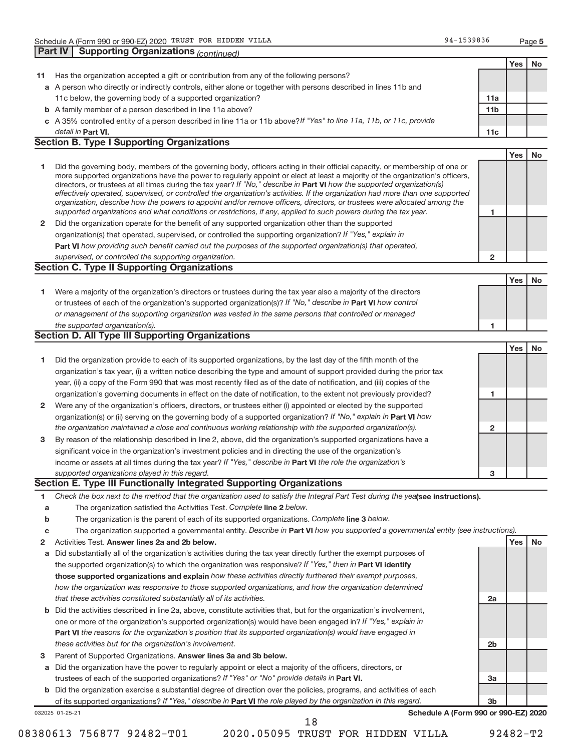Schedule A (Form 990 or 990-EZ) 2020 TRUST FOR HIDDEN VILLA 94-1539836 Page 5

**Part IV Supporting Organizations** *(continued)*

| | | | Yes | No |
|---|---|---|---|---|
| **11** | Has the organization accepted a gift or contribution from any of the following persons? | | | |
| **a** | A person who directly or indirectly controls, either alone or together with persons described in lines 11b and 11c below, the governing body of a supported organization? | **11a** | | |
| **b** | A family member of a person described in line 11a above? | **11b** | | |
| **c** | A 35% controlled entity of a person described in line 11a or 11b above? *If "Yes" to line 11a, 11b, or 11c, provide detail in* **Part VI.** | **11c** | | |

## Section B. Type I Supporting Organizations

| | | | Yes | No |
|---|---|---|---|---|
| **1** | Did the governing body, members of the governing body, officers acting in their official capacity, or membership of one or more supported organizations have the power to regularly appoint or elect at least a majority of the organization's officers, directors, or trustees at all times during the tax year? *If "No," describe in* **Part VI** *how the supported organization(s) effectively operated, supervised, or controlled the organization's activities. If the organization had more than one supported organization, describe how the powers to appoint and/or remove officers, directors, or trustees were allocated among the supported organizations and what conditions or restrictions, if any, applied to such powers during the tax year.* | **1** | | |
| **2** | Did the organization operate for the benefit of any supported organization other than the supported organization(s) that operated, supervised, or controlled the supporting organization? *If "Yes," explain in* **Part VI** *how providing such benefit carried out the purposes of the supported organization(s) that operated, supervised, or controlled the supporting organization.* | **2** | | |

## Section C. Type II Supporting Organizations

| | | | Yes | No |
|---|---|---|---|---|
| **1** | Were a majority of the organization's directors or trustees during the tax year also a majority of the directors or trustees of each of the organization's supported organization(s)? *If "No," describe in* **Part VI** *how control or management of the supporting organization was vested in the same persons that controlled or managed the supported organization(s).* | **1** | | |

## Section D. All Type III Supporting Organizations

| | | | Yes | No |
|---|---|---|---|---|
| **1** | Did the organization provide to each of its supported organizations, by the last day of the fifth month of the organization's tax year, (i) a written notice describing the type and amount of support provided during the prior tax year, (ii) a copy of the Form 990 that was most recently filed as of the date of notification, and (iii) copies of the organization's governing documents in effect on the date of notification, to the extent not previously provided? | **1** | | |
| **2** | Were any of the organization's officers, directors, or trustees either (i) appointed or elected by the supported organization(s) or (ii) serving on the governing body of a supported organization? *If "No," explain in* **Part VI** *how the organization maintained a close and continuous working relationship with the supported organization(s).* | **2** | | |
| **3** | By reason of the relationship described in line 2, above, did the organization's supported organizations have a significant voice in the organization's investment policies and in directing the use of the organization's income or assets at all times during the tax year? *If "Yes," describe in* **Part VI** *the role the organization's supported organizations played in this regard.* | **3** | | |

## Section E. Type III Functionally Integrated Supporting Organizations

**1** *Check the box next to the method that the organization used to satisfy the Integral Part Test during the year* **(see instructions).**

**a** The organization satisfied the Activities Test. *Complete* **line 2** *below.*

**b** The organization is the parent of each of its supported organizations. *Complete* **line 3** *below.*

**c** The organization supported a governmental entity. *Describe in* **Part VI** *how you supported a governmental entity (see instructions).*

| | | | Yes | No |
|---|---|---|---|---|
| **2** | Activities Test. **Answer lines 2a and 2b below.** | | | |
| **a** | Did substantially all of the organization's activities during the tax year directly further the exempt purposes of the supported organization(s) to which the organization was responsive? *If "Yes," then in* **Part VI identify those supported organizations and explain** *how these activities directly furthered their exempt purposes, how the organization was responsive to those supported organizations, and how the organization determined that these activities constituted substantially all of its activities.* | **2a** | | |
| **b** | Did the activities described in line 2a, above, constitute activities that, but for the organization's involvement, one or more of the organization's supported organization(s) would have been engaged in? *If "Yes," explain in* **Part VI** *the reasons for the organization's position that its supported organization(s) would have engaged in these activities but for the organization's involvement.* | **2b** | | |
| **3** | Parent of Supported Organizations. **Answer lines 3a and 3b below.** | | | |
| **a** | Did the organization have the power to regularly appoint or elect a majority of the officers, directors, or trustees of each of the supported organizations? *If "Yes" or "No" provide details in* **Part VI.** | **3a** | | |
| **b** | Did the organization exercise a substantial degree of direction over the policies, programs, and activities of each of its supported organizations? *If "Yes," describe in* **Part VI** *the role played by the organization in this regard.* | **3b** | | |

032025 01-25-21 **Schedule A (Form 990 or 990-EZ) 2020**

08380613 756877 92482-T01 2020.05095 TRUST FOR HIDDEN VILLA 92482-T2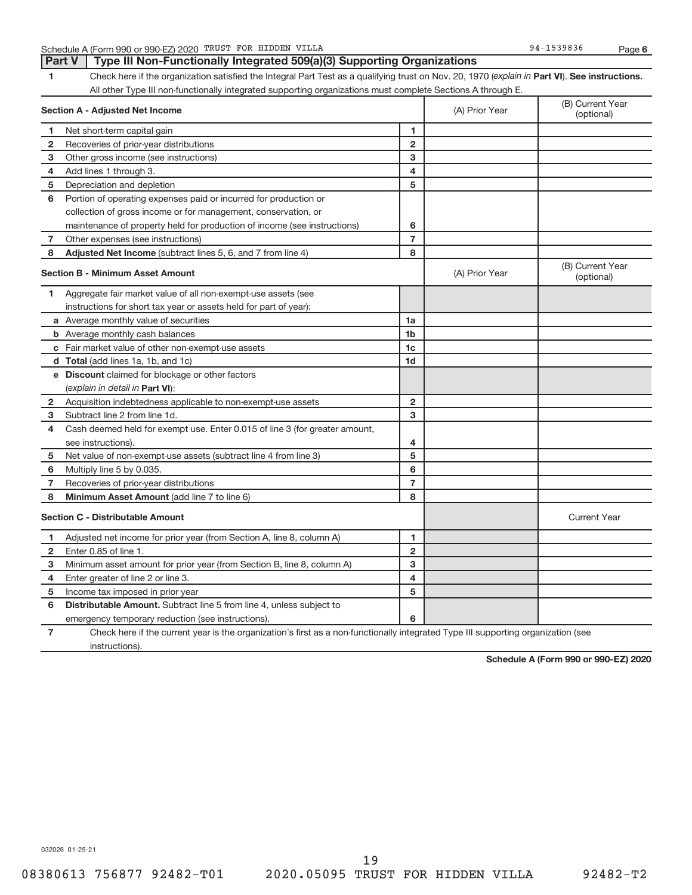Schedule A (Form 990 or 990-EZ) 2020 TRUST FOR HIDDEN VILLA 94-1539836 Page 6

## Part V | Type III Non-Functionally Integrated 509(a)(3) Supporting Organizations

**1** Check here if the organization satisfied the Integral Part Test as a qualifying trust on Nov. 20, 1970 (*explain in* **Part VI**). **See instructions.** All other Type III non-functionally integrated supporting organizations must complete Sections A through E.

| **Section A - Adjusted Net Income** | | (A) Prior Year | (B) Current Year (optional) |
|---|---|---|---|
| **1** Net short-term capital gain | 1 | | |
| **2** Recoveries of prior-year distributions | 2 | | |
| **3** Other gross income (see instructions) | 3 | | |
| **4** Add lines 1 through 3. | 4 | | |
| **5** Depreciation and depletion | 5 | | |
| **6** Portion of operating expenses paid or incurred for production or collection of gross income or for management, conservation, or maintenance of property held for production of income (see instructions) | 6 | | |
| **7** Other expenses (see instructions) | 7 | | |
| **8** **Adjusted Net Income** (subtract lines 5, 6, and 7 from line 4) | 8 | | |

| **Section B - Minimum Asset Amount** | | (A) Prior Year | (B) Current Year (optional) |
|---|---|---|---|
| **1** Aggregate fair market value of all non-exempt-use assets (see instructions for short tax year or assets held for part of year): | | | |
| **a** Average monthly value of securities | 1a | | |
| **b** Average monthly cash balances | 1b | | |
| **c** Fair market value of other non-exempt-use assets | 1c | | |
| **d** **Total** (add lines 1a, 1b, and 1c) | 1d | | |
| **e** **Discount** claimed for blockage or other factors (*explain in detail in* **Part VI**): | | | |
| **2** Acquisition indebtedness applicable to non-exempt-use assets | 2 | | |
| **3** Subtract line 2 from line 1d. | 3 | | |
| **4** Cash deemed held for exempt use. Enter 0.015 of line 3 (for greater amount, see instructions). | 4 | | |
| **5** Net value of non-exempt-use assets (subtract line 4 from line 3) | 5 | | |
| **6** Multiply line 5 by 0.035. | 6 | | |
| **7** Recoveries of prior-year distributions | 7 | | |
| **8** **Minimum Asset Amount** (add line 7 to line 6) | 8 | | |

| **Section C - Distributable Amount** | | | Current Year |
|---|---|---|---|
| **1** Adjusted net income for prior year (from Section A, line 8, column A) | 1 | | |
| **2** Enter 0.85 of line 1. | 2 | | |
| **3** Minimum asset amount for prior year (from Section B, line 8, column A) | 3 | | |
| **4** Enter greater of line 2 or line 3. | 4 | | |
| **5** Income tax imposed in prior year | 5 | | |
| **6** **Distributable Amount.** Subtract line 5 from line 4, unless subject to emergency temporary reduction (see instructions). | 6 | | |

**7** Check here if the current year is the organization's first as a non-functionally integrated Type III supporting organization (see instructions).

**Schedule A (Form 990 or 990-EZ) 2020**

032026 01-25-21

08380613 756877 92482-T01 2020.05095 TRUST FOR HIDDEN VILLA 92482-T2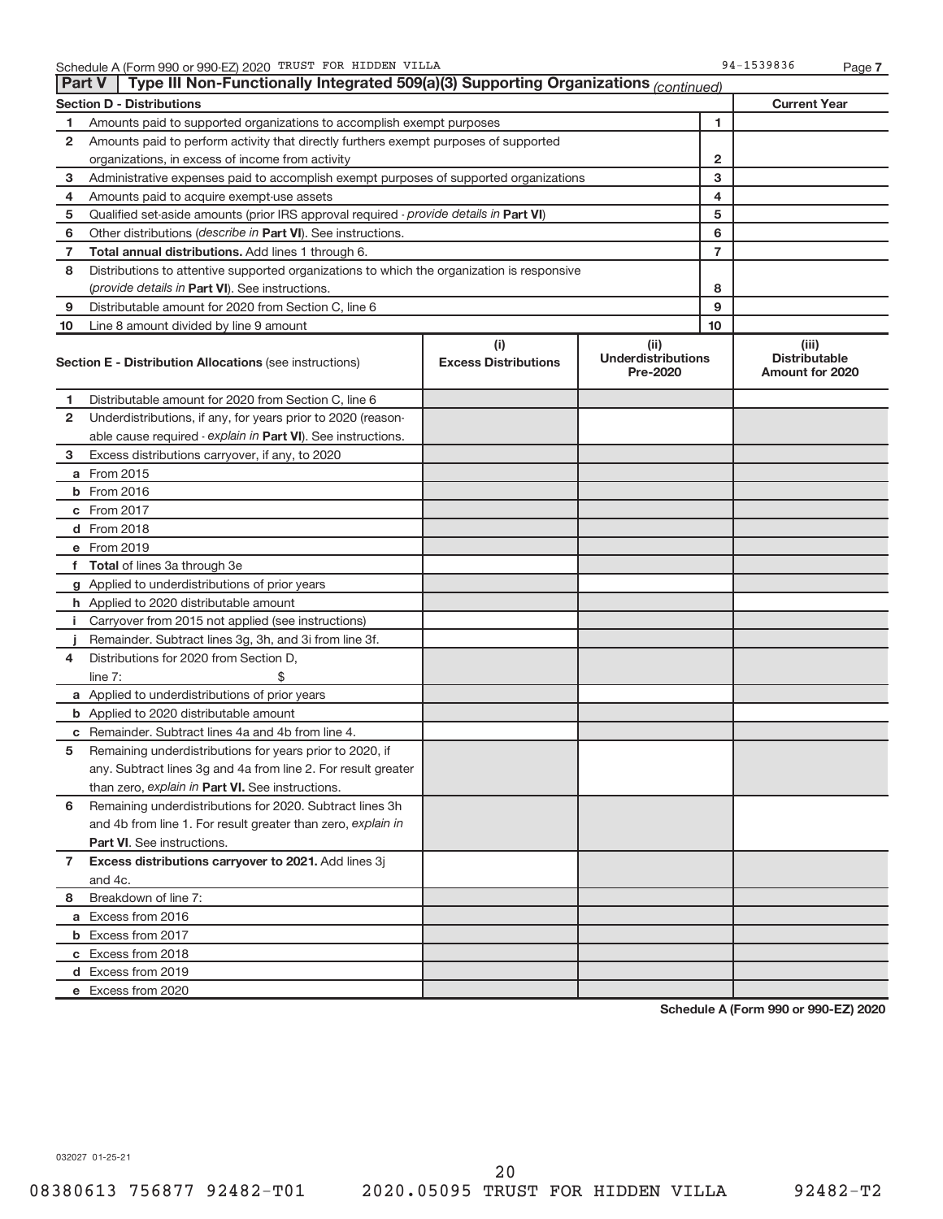Schedule A (Form 990 or 990-EZ) 2020 TRUST FOR HIDDEN VILLA 94-1539836 Page 7

## Part V Type III Non-Functionally Integrated 509(a)(3) Supporting Organizations *(continued)*

| Section D - Distributions | | | Current Year |
|---|---|---|---|
| 1 | Amounts paid to supported organizations to accomplish exempt purposes | 1 | |
| 2 | Amounts paid to perform activity that directly furthers exempt purposes of supported organizations, in excess of income from activity | 2 | |
| 3 | Administrative expenses paid to accomplish exempt purposes of supported organizations | 3 | |
| 4 | Amounts paid to acquire exempt-use assets | 4 | |
| 5 | Qualified set-aside amounts (prior IRS approval required - *provide details in* **Part VI**) | 5 | |
| 6 | Other distributions (*describe in* **Part VI**). See instructions. | 6 | |
| 7 | **Total annual distributions.** Add lines 1 through 6. | 7 | |
| 8 | Distributions to attentive supported organizations to which the organization is responsive (*provide details in* **Part VI**). See instructions. | 8 | |
| 9 | Distributable amount for 2020 from Section C, line 6 | 9 | |
| 10 | Line 8 amount divided by line 9 amount | 10 | |

| | **Section E - Distribution Allocations** (see instructions) | (i) Excess Distributions | (ii) Underdistributions Pre-2020 | (iii) Distributable Amount for 2020 |
|---|---|---|---|---|
| 1 | Distributable amount for 2020 from Section C, line 6 | | | |
| 2 | Underdistributions, if any, for years prior to 2020 (reasonable cause required - *explain in* **Part VI**). See instructions. | | | |
| 3 | Excess distributions carryover, if any, to 2020 | | | |
| a | From 2015 | | | |
| b | From 2016 | | | |
| c | From 2017 | | | |
| d | From 2018 | | | |
| e | From 2019 | | | |
| f | **Total** of lines 3a through 3e | | | |
| g | Applied to underdistributions of prior years | | | |
| h | Applied to 2020 distributable amount | | | |
| i | Carryover from 2015 not applied (see instructions) | | | |
| j | Remainder. Subtract lines 3g, 3h, and 3i from line 3f. | | | |
| 4 | Distributions for 2020 from Section D, line 7: $ | | | |
| a | Applied to underdistributions of prior years | | | |
| b | Applied to 2020 distributable amount | | | |
| c | Remainder. Subtract lines 4a and 4b from line 4. | | | |
| 5 | Remaining underdistributions for years prior to 2020, if any. Subtract lines 3g and 4a from line 2. For result greater than zero, *explain in* **Part VI.** See instructions. | | | |
| 6 | Remaining underdistributions for 2020. Subtract lines 3h and 4b from line 1. For result greater than zero, *explain in* **Part VI**. See instructions. | | | |
| 7 | **Excess distributions carryover to 2021.** Add lines 3j and 4c. | | | |
| 8 | Breakdown of line 7: | | | |
| a | Excess from 2016 | | | |
| b | Excess from 2017 | | | |
| c | Excess from 2018 | | | |
| d | Excess from 2019 | | | |
| e | Excess from 2020 | | | |

**Schedule A (Form 990 or 990-EZ) 2020**

032027 01-25-21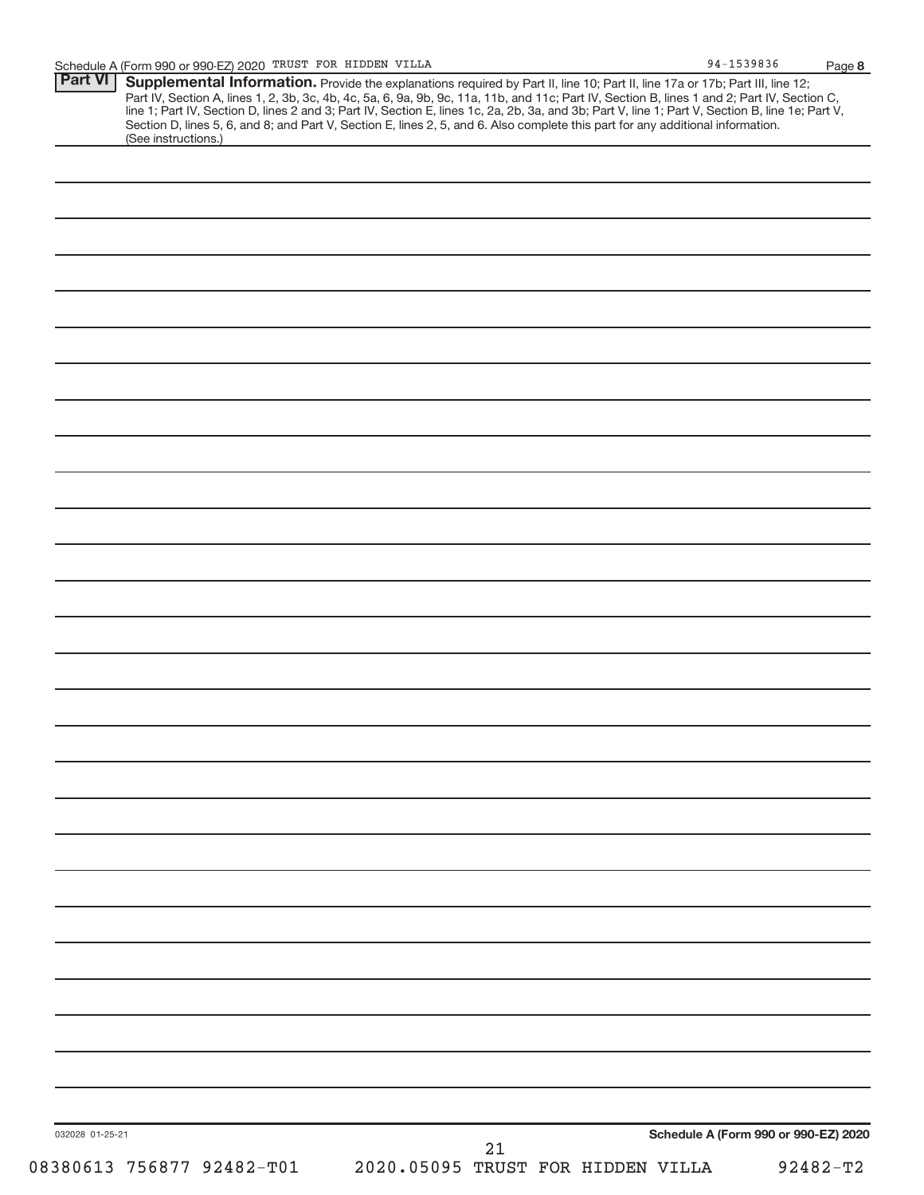Schedule A (Form 990 or 990-EZ) 2020 TRUST FOR HIDDEN VILLA 94-1539836 Page **8**

## Part VI Supplemental Information.

Provide the explanations required by Part II, line 10; Part II, line 17a or 17b; Part III, line 12; Part IV, Section A, lines 1, 2, 3b, 3c, 4b, 4c, 5a, 6, 9a, 9b, 9c, 11a, 11b, and 11c; Part IV, Section B, lines 1 and 2; Part IV, Section C, line 1; Part IV, Section D, lines 2 and 3; Part IV, Section E, lines 1c, 2a, 2b, 3a, and 3b; Part V, line 1; Part V, Section B, line 1e; Part V, Section D, lines 5, 6, and 8; and Part V, Section E, lines 2, 5, and 6. Also complete this part for any additional information. (See instructions.)

032028 01-25-21 **Schedule A (Form 990 or 990-EZ) 2020**

08380613 756877 92482-T01 2020.05095 TRUST FOR HIDDEN VILLA 92482-T2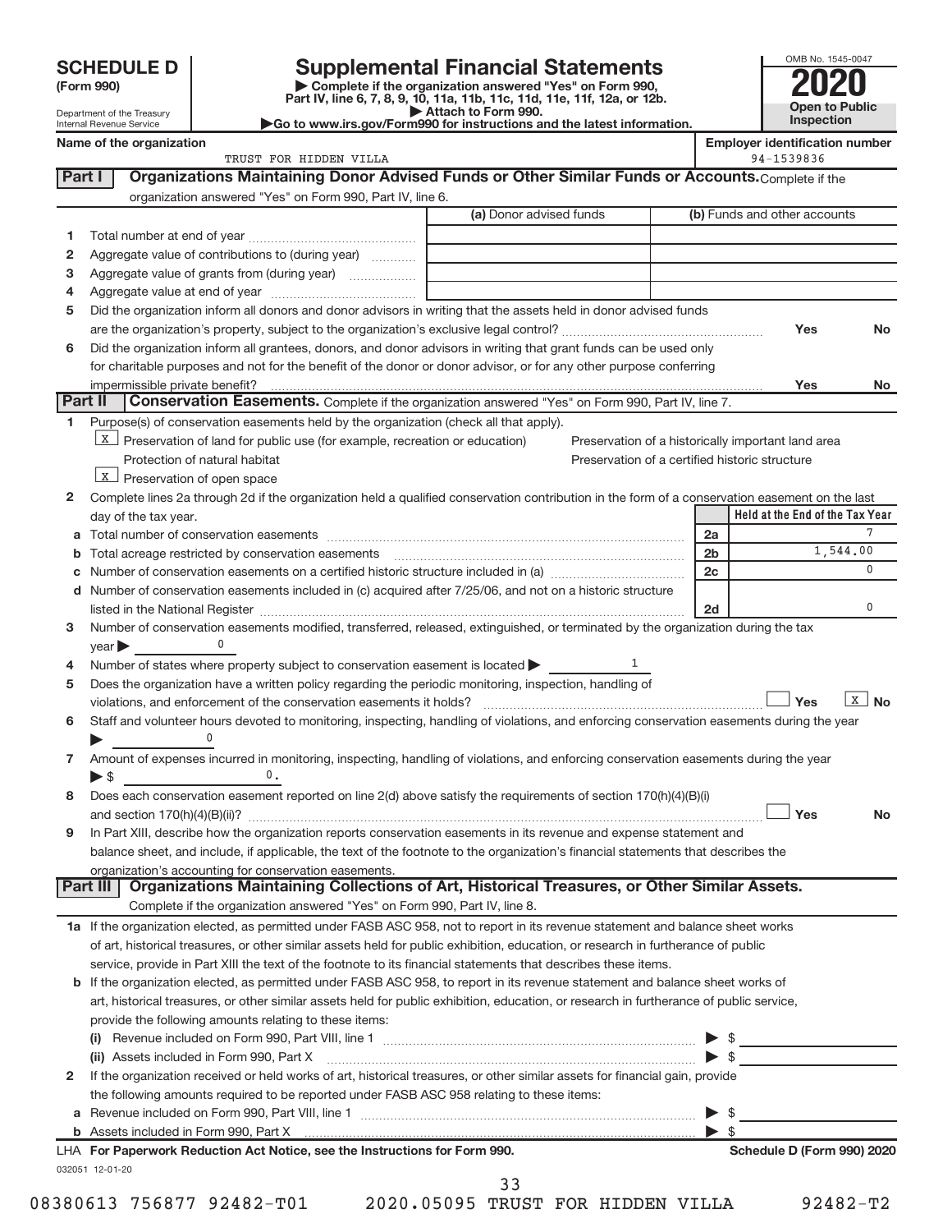# SCHEDULE D (Form 990)

Department of the Treasury
Internal Revenue Service

# Supplemental Financial Statements

▶ Complete if the organization answered "Yes" on Form 990, Part IV, line 6, 7, 8, 9, 10, 11a, 11b, 11c, 11d, 11e, 11f, 12a, or 12b.
▶ Attach to Form 990.
▶Go to www.irs.gov/Form990 for instructions and the latest information.

OMB No. 1545-0047
**2020**
**Open to Public Inspection**

**Name of the organization:** TRUST FOR HIDDEN VILLA
**Employer identification number:** 94-1539836

## Part I — Organizations Maintaining Donor Advised Funds or Other Similar Funds or Accounts.

Complete if the organization answered "Yes" on Form 990, Part IV, line 6.

| | | (a) Donor advised funds | (b) Funds and other accounts |
|---|---|---|---|
| 1 | Total number at end of year | | |
| 2 | Aggregate value of contributions to (during year) | | |
| 3 | Aggregate value of grants from (during year) | | |
| 4 | Aggregate value at end of year | | |

5 Did the organization inform all donors and donor advisors in writing that the assets held in donor advised funds are the organization's property, subject to the organization's exclusive legal control? ☐ Yes ☐ No

6 Did the organization inform all grantees, donors, and donor advisors in writing that grant funds can be used only for charitable purposes and not for the benefit of the donor or donor advisor, or for any other purpose conferring impermissible private benefit? ☐ Yes ☐ No

## Part II — Conservation Easements.

Complete if the organization answered "Yes" on Form 990, Part IV, line 7.

1 Purpose(s) of conservation easements held by the organization (check all that apply).

- ☒ Preservation of land for public use (for example, recreation or education)
- ☐ Protection of natural habitat
- ☒ Preservation of open space
- ☐ Preservation of a historically important land area
- ☐ Preservation of a certified historic structure

2 Complete lines 2a through 2d if the organization held a qualified conservation contribution in the form of a conservation easement on the last day of the tax year.

| | | | Held at the End of the Tax Year |
|---|---|---|---|
| a | Total number of conservation easements | 2a | 7 |
| b | Total acreage restricted by conservation easements | 2b | 1,544.00 |
| c | Number of conservation easements on a certified historic structure included in (a) | 2c | 0 |
| d | Number of conservation easements included in (c) acquired after 7/25/06, and not on a historic structure listed in the National Register | 2d | 0 |

3 Number of conservation easements modified, transferred, released, extinguished, or terminated by the organization during the tax year ▶ 0

4 Number of states where property subject to conservation easement is located ▶ 1

5 Does the organization have a written policy regarding the periodic monitoring, inspection, handling of violations, and enforcement of the conservation easements it holds? ☐ Yes ☒ No

6 Staff and volunteer hours devoted to monitoring, inspecting, handling of violations, and enforcing conservation easements during the year ▶ 0

7 Amount of expenses incurred in monitoring, inspecting, handling of violations, and enforcing conservation easements during the year ▶ $ 0.

8 Does each conservation easement reported on line 2(d) above satisfy the requirements of section 170(h)(4)(B)(i) and section 170(h)(4)(B)(ii)? ☐ Yes ☐ No

9 In Part XIII, describe how the organization reports conservation easements in its revenue and expense statement and balance sheet, and include, if applicable, the text of the footnote to the organization's financial statements that describes the organization's accounting for conservation easements.

## Part III — Organizations Maintaining Collections of Art, Historical Treasures, or Other Similar Assets.

Complete if the organization answered "Yes" on Form 990, Part IV, line 8.

1a If the organization elected, as permitted under FASB ASC 958, not to report in its revenue statement and balance sheet works of art, historical treasures, or other similar assets held for public exhibition, education, or research in furtherance of public service, provide in Part XIII the text of the footnote to its financial statements that describes these items.

b If the organization elected, as permitted under FASB ASC 958, to report in its revenue statement and balance sheet works of art, historical treasures, or other similar assets held for public exhibition, education, or research in furtherance of public service, provide the following amounts relating to these items:

(i) Revenue included on Form 990, Part VIII, line 1 ▶ $

(ii) Assets included in Form 990, Part X ▶ $

2 If the organization received or held works of art, historical treasures, or other similar assets for financial gain, provide the following amounts required to be reported under FASB ASC 958 relating to these items:

a Revenue included on Form 990, Part VIII, line 1 ▶ $

b Assets included in Form 990, Part X ▶ $

LHA For Paperwork Reduction Act Notice, see the Instructions for Form 990. Schedule D (Form 990) 2020

032051 12-01-20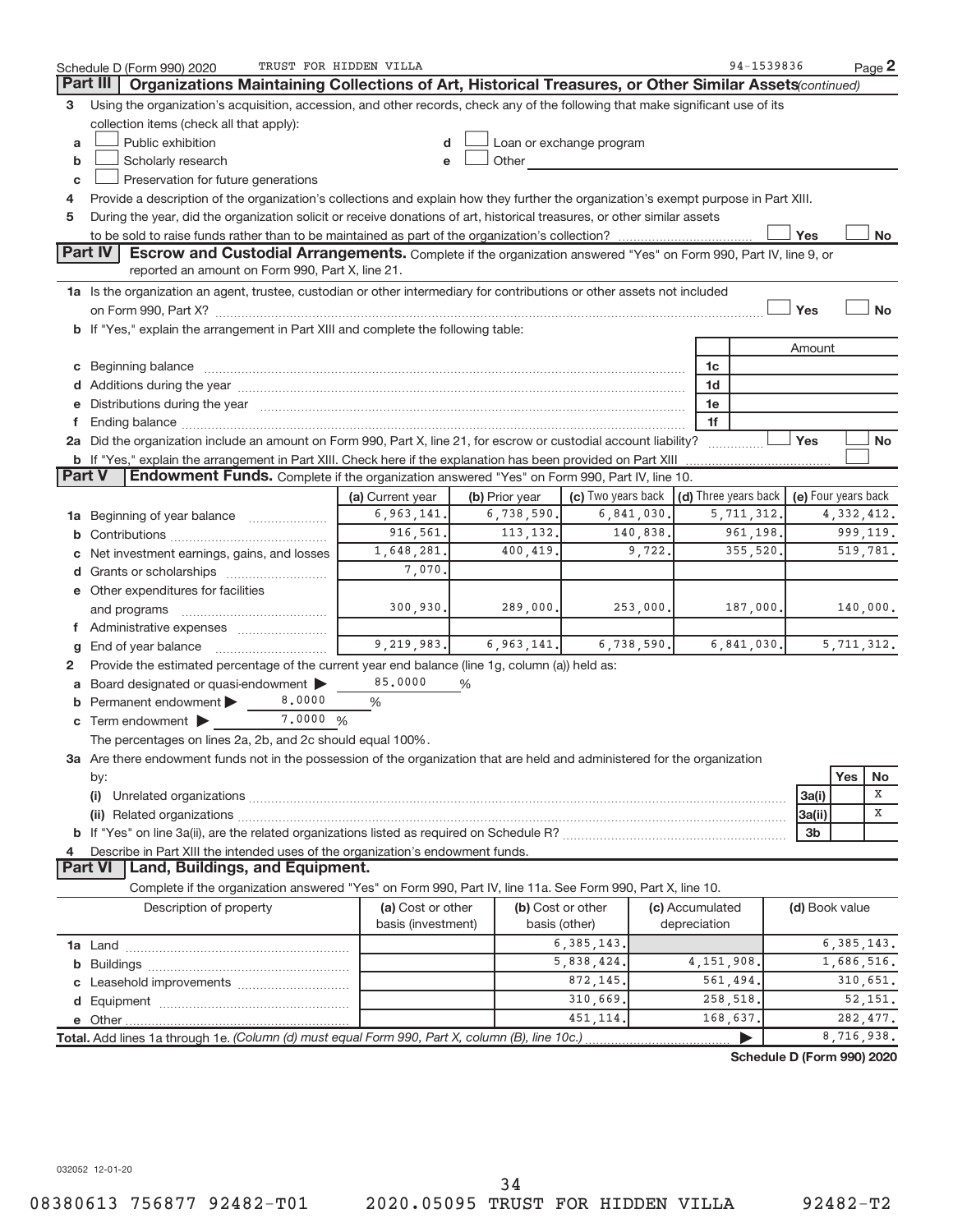Schedule D (Form 990) 2020 TRUST FOR HIDDEN VILLA 94-1539836 Page 2

## Part III Organizations Maintaining Collections of Art, Historical Treasures, or Other Similar Assets *(continued)*

3 Using the organization's acquisition, accession, and other records, check any of the following that make significant use of its collection items (check all that apply):

- a ☐ Public exhibition
- b ☐ Scholarly research
- c ☐ Preservation for future generations
- d ☐ Loan or exchange program
- e ☐ Other

4 Provide a description of the organization's collections and explain how they further the organization's exempt purpose in Part XIII.

5 During the year, did the organization solicit or receive donations of art, historical treasures, or other similar assets to be sold to raise funds rather than to be maintained as part of the organization's collection? ☐ Yes ☐ No

## Part IV Escrow and Custodial Arrangements.

Complete if the organization answered "Yes" on Form 990, Part IV, line 9, or reported an amount on Form 990, Part X, line 21.

1a Is the organization an agent, trustee, custodian or other intermediary for contributions or other assets not included on Form 990, Part X? ☐ Yes ☐ No

b If "Yes," explain the arrangement in Part XIII and complete the following table:

| | | Amount |
|---|---|---|
| c Beginning balance | 1c | |
| d Additions during the year | 1d | |
| e Distributions during the year | 1e | |
| f Ending balance | 1f | |

2a Did the organization include an amount on Form 990, Part X, line 21, for escrow or custodial account liability? ☐ Yes ☐ No

b If "Yes," explain the arrangement in Part XIII. Check here if the explanation has been provided on Part XIII ☐

## Part V Endowment Funds.

Complete if the organization answered "Yes" on Form 990, Part IV, line 10.

| | (a) Current year | (b) Prior year | (c) Two years back | (d) Three years back | (e) Four years back |
|---|---|---|---|---|---|
| 1a Beginning of year balance | 6,963,141. | 6,738,590. | 6,841,030. | 5,711,312. | 4,332,412. |
| b Contributions | 916,561. | 113,132. | 140,838. | 961,198. | 999,119. |
| c Net investment earnings, gains, and losses | 1,648,281. | 400,419. | 9,722. | 355,520. | 519,781. |
| d Grants or scholarships | 7,070. | | | | |
| e Other expenditures for facilities and programs | 300,930. | 289,000. | 253,000. | 187,000. | 140,000. |
| f Administrative expenses | | | | | |
| g End of year balance | 9,219,983. | 6,963,141. | 6,738,590. | 6,841,030. | 5,711,312. |

2 Provide the estimated percentage of the current year end balance (line 1g, column (a)) held as:

- a Board designated or quasi-endowment ▶ 85.0000 %
- b Permanent endowment ▶ 8.0000 %
- c Term endowment ▶ 7.0000 %

The percentages on lines 2a, 2b, and 2c should equal 100%.

3a Are there endowment funds not in the possession of the organization that are held and administered for the organization by:

| | | Yes | No |
|---|---|---|---|
| (i) Unrelated organizations | 3a(i) | | X |
| (ii) Related organizations | 3a(ii) | | X |
| b If "Yes" on line 3a(ii), are the related organizations listed as required on Schedule R? | 3b | | |

4 Describe in Part XIII the intended uses of the organization's endowment funds.

## Part VI Land, Buildings, and Equipment.

Complete if the organization answered "Yes" on Form 990, Part IV, line 11a. See Form 990, Part X, line 10.

| Description of property | (a) Cost or other basis (investment) | (b) Cost or other basis (other) | (c) Accumulated depreciation | (d) Book value |
|---|---|---|---|---|
| 1a Land | | 6,385,143. | | 6,385,143. |
| b Buildings | | 5,838,424. | 4,151,908. | 1,686,516. |
| c Leasehold improvements | | 872,145. | 561,494. | 310,651. |
| d Equipment | | 310,669. | 258,518. | 52,151. |
| e Other | | 451,114. | 168,637. | 282,477. |
| **Total.** Add lines 1a through 1e. *(Column (d) must equal Form 990, Part X, column (B), line 10c.)* | | | ▶ | 8,716,938. |

**Schedule D (Form 990) 2020**

032052 12-01-20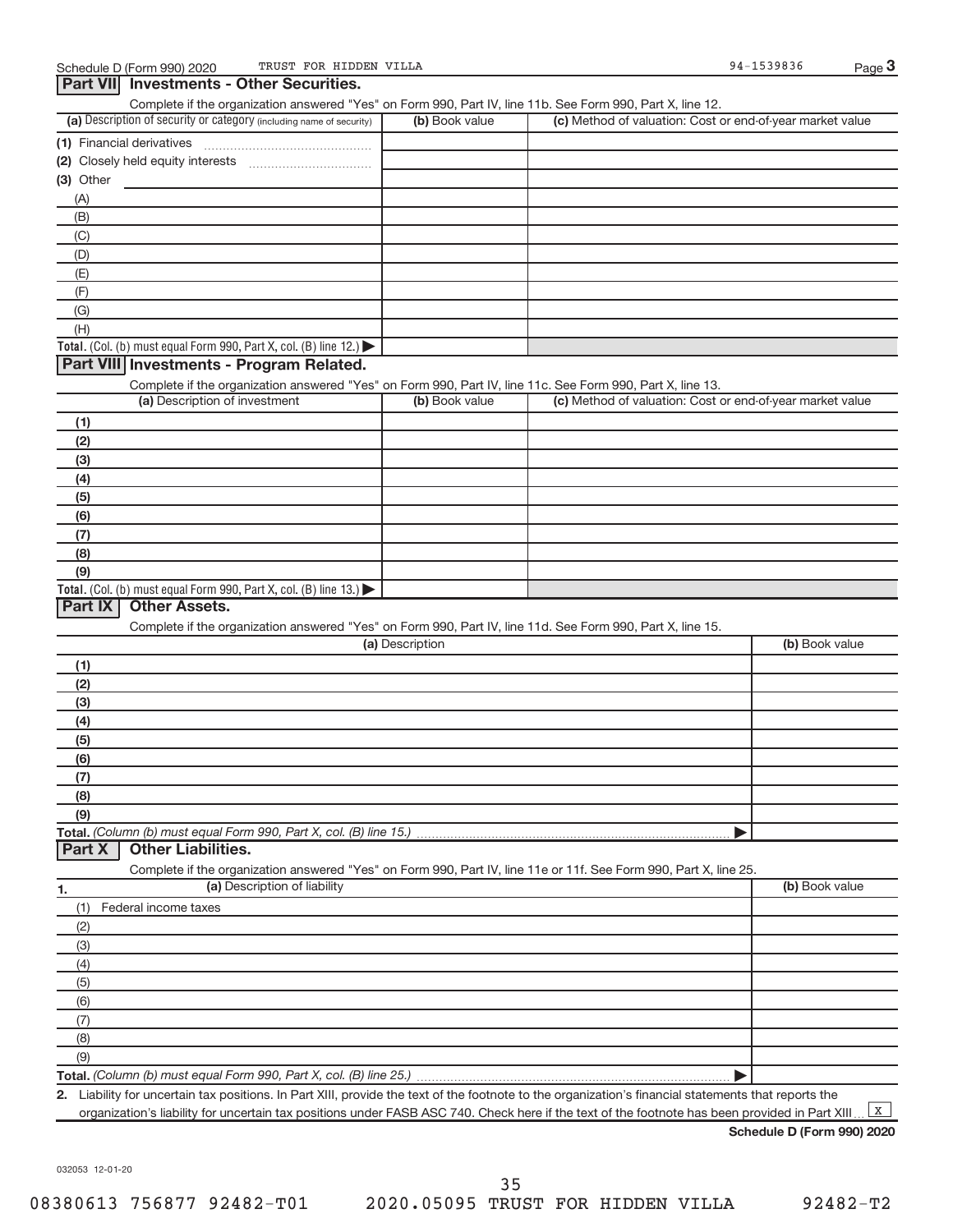Schedule D (Form 990) 2020 TRUST FOR HIDDEN VILLA 94-1539836 Page 3

## Part VII Investments - Other Securities.

Complete if the organization answered "Yes" on Form 990, Part IV, line 11b. See Form 990, Part X, line 12.

| (a) Description of security or category (including name of security) | (b) Book value | (c) Method of valuation: Cost or end-of-year market value |
|---|---|---|
| (1) Financial derivatives | | |
| (2) Closely held equity interests | | |
| (3) Other | | |
| (A) | | |
| (B) | | |
| (C) | | |
| (D) | | |
| (E) | | |
| (F) | | |
| (G) | | |
| (H) | | |
| **Total.** (Col. (b) must equal Form 990, Part X, col. (B) line 12.) ▶ | | |

## Part VIII Investments - Program Related.

Complete if the organization answered "Yes" on Form 990, Part IV, line 11c. See Form 990, Part X, line 13.

| (a) Description of investment | (b) Book value | (c) Method of valuation: Cost or end-of-year market value |
|---|---|---|
| (1) | | |
| (2) | | |
| (3) | | |
| (4) | | |
| (5) | | |
| (6) | | |
| (7) | | |
| (8) | | |
| (9) | | |
| **Total.** (Col. (b) must equal Form 990, Part X, col. (B) line 13.) ▶ | | |

## Part IX Other Assets.

Complete if the organization answered "Yes" on Form 990, Part IV, line 11d. See Form 990, Part X, line 15.

| (a) Description | (b) Book value |
|---|---|
| (1) | |
| (2) | |
| (3) | |
| (4) | |
| (5) | |
| (6) | |
| (7) | |
| (8) | |
| (9) | |
| **Total.** *(Column (b) must equal Form 990, Part X, col. (B) line 15.)* ▶ | |

## Part X Other Liabilities.

Complete if the organization answered "Yes" on Form 990, Part IV, line 11e or 11f. See Form 990, Part X, line 25.

| 1. (a) Description of liability | (b) Book value |
|---|---|
| (1) Federal income taxes | |
| (2) | |
| (3) | |
| (4) | |
| (5) | |
| (6) | |
| (7) | |
| (8) | |
| (9) | |
| **Total.** *(Column (b) must equal Form 990, Part X, col. (B) line 25.)* ▶ | |

2. Liability for uncertain tax positions. In Part XIII, provide the text of the footnote to the organization's financial statements that reports the organization's liability for uncertain tax positions under FASB ASC 740. Check here if the text of the footnote has been provided in Part XIII ... [X]

**Schedule D (Form 990) 2020**

032053 12-01-20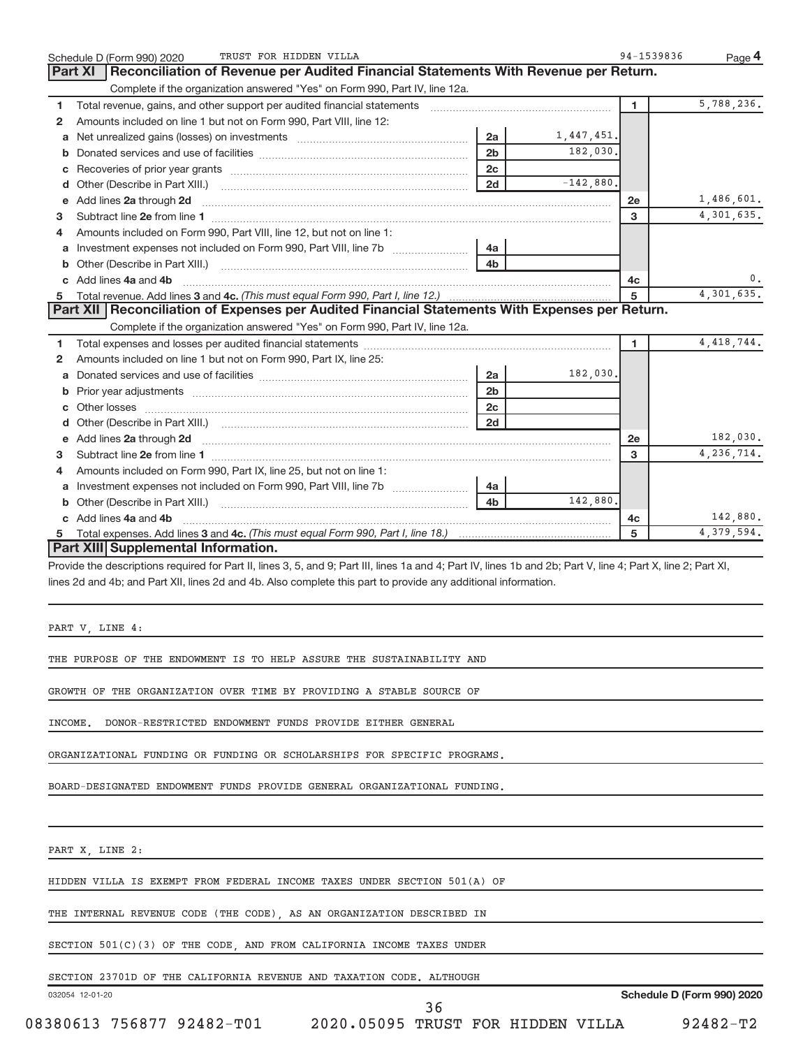Schedule D (Form 990) 2020 TRUST FOR HIDDEN VILLA 94-1539836 Page 4

## Part XI Reconciliation of Revenue per Audited Financial Statements With Revenue per Return.

Complete if the organization answered "Yes" on Form 990, Part IV, line 12a.

| | | | | | |
|---|---|---|---|---|---|
| 1 | Total revenue, gains, and other support per audited financial statements | | | 1 | 5,788,236. |
| 2 | Amounts included on line 1 but not on Form 990, Part VIII, line 12: | | | | |
| a | Net unrealized gains (losses) on investments | 2a | 1,447,451. | | |
| b | Donated services and use of facilities | 2b | 182,030. | | |
| c | Recoveries of prior year grants | 2c | | | |
| d | Other (Describe in Part XIII.) | 2d | -142,880. | | |
| e | Add lines **2a** through **2d** | | | 2e | 1,486,601. |
| 3 | Subtract line **2e** from line **1** | | | 3 | 4,301,635. |
| 4 | Amounts included on Form 990, Part VIII, line 12, but not on line 1: | | | | |
| a | Investment expenses not included on Form 990, Part VIII, line 7b | 4a | | | |
| b | Other (Describe in Part XIII.) | 4b | | | |
| c | Add lines **4a** and **4b** | | | 4c | 0. |
| 5 | Total revenue. Add lines **3** and **4c.** *(This must equal Form 990, Part I, line 12.)* | | | 5 | 4,301,635. |

## Part XII Reconciliation of Expenses per Audited Financial Statements With Expenses per Return.

Complete if the organization answered "Yes" on Form 990, Part IV, line 12a.

| | | | | | |
|---|---|---|---|---|---|
| 1 | Total expenses and losses per audited financial statements | | | 1 | 4,418,744. |
| 2 | Amounts included on line 1 but not on Form 990, Part IX, line 25: | | | | |
| a | Donated services and use of facilities | 2a | 182,030. | | |
| b | Prior year adjustments | 2b | | | |
| c | Other losses | 2c | | | |
| d | Other (Describe in Part XIII.) | 2d | | | |
| e | Add lines **2a** through **2d** | | | 2e | 182,030. |
| 3 | Subtract line **2e** from line **1** | | | 3 | 4,236,714. |
| 4 | Amounts included on Form 990, Part IX, line 25, but not on line 1: | | | | |
| a | Investment expenses not included on Form 990, Part VIII, line 7b | 4a | | | |
| b | Other (Describe in Part XIII.) | 4b | 142,880. | | |
| c | Add lines **4a** and **4b** | | | 4c | 142,880. |
| 5 | Total expenses. Add lines **3** and **4c.** *(This must equal Form 990, Part I, line 18.)* | | | 5 | 4,379,594. |

## Part XIII Supplemental Information.

Provide the descriptions required for Part II, lines 3, 5, and 9; Part III, lines 1a and 4; Part IV, lines 1b and 2b; Part V, line 4; Part X, line 2; Part XI, lines 2d and 4b; and Part XII, lines 2d and 4b. Also complete this part to provide any additional information.

PART V, LINE 4:

THE PURPOSE OF THE ENDOWMENT IS TO HELP ASSURE THE SUSTAINABILITY AND GROWTH OF THE ORGANIZATION OVER TIME BY PROVIDING A STABLE SOURCE OF INCOME. DONOR-RESTRICTED ENDOWMENT FUNDS PROVIDE EITHER GENERAL ORGANIZATIONAL FUNDING OR FUNDING OR SCHOLARSHIPS FOR SPECIFIC PROGRAMS. BOARD-DESIGNATED ENDOWMENT FUNDS PROVIDE GENERAL ORGANIZATIONAL FUNDING.

PART X, LINE 2:

HIDDEN VILLA IS EXEMPT FROM FEDERAL INCOME TAXES UNDER SECTION 501(A) OF THE INTERNAL REVENUE CODE (THE CODE), AS AN ORGANIZATION DESCRIBED IN SECTION 501(C)(3) OF THE CODE, AND FROM CALIFORNIA INCOME TAXES UNDER SECTION 23701D OF THE CALIFORNIA REVENUE AND TAXATION CODE. ALTHOUGH

032054 12-01-20 Schedule D (Form 990) 2020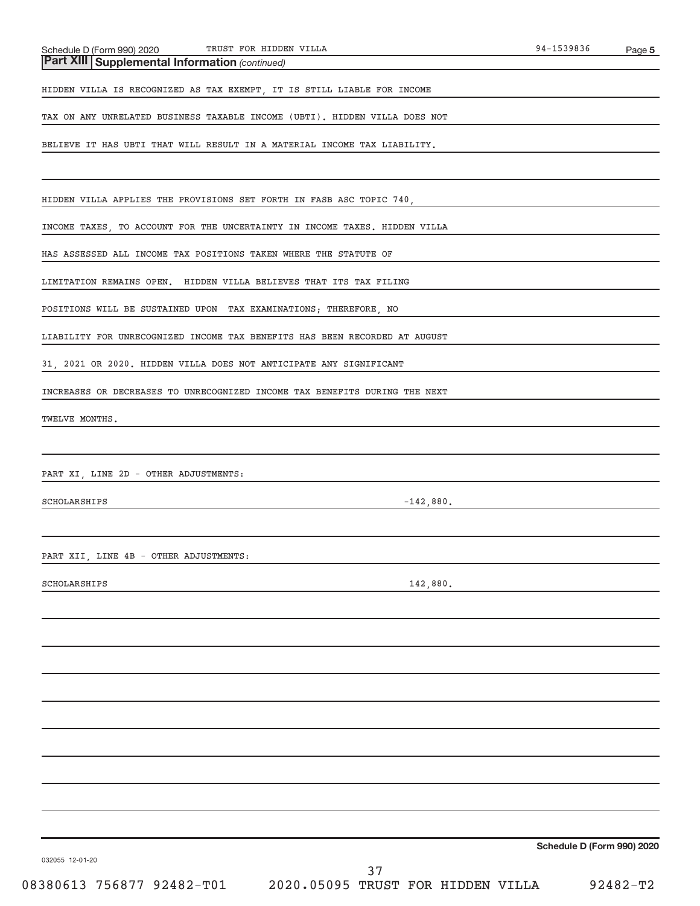**Part XIII** **Supplemental Information** *(continued)*

HIDDEN VILLA IS RECOGNIZED AS TAX EXEMPT, IT IS STILL LIABLE FOR INCOME TAX ON ANY UNRELATED BUSINESS TAXABLE INCOME (UBTI). HIDDEN VILLA DOES NOT BELIEVE IT HAS UBTI THAT WILL RESULT IN A MATERIAL INCOME TAX LIABILITY.

HIDDEN VILLA APPLIES THE PROVISIONS SET FORTH IN FASB ASC TOPIC 740, INCOME TAXES, TO ACCOUNT FOR THE UNCERTAINTY IN INCOME TAXES. HIDDEN VILLA HAS ASSESSED ALL INCOME TAX POSITIONS TAKEN WHERE THE STATUTE OF LIMITATION REMAINS OPEN. HIDDEN VILLA BELIEVES THAT ITS TAX FILING POSITIONS WILL BE SUSTAINED UPON TAX EXAMINATIONS; THEREFORE, NO LIABILITY FOR UNRECOGNIZED INCOME TAX BENEFITS HAS BEEN RECORDED AT AUGUST 31, 2021 OR 2020. HIDDEN VILLA DOES NOT ANTICIPATE ANY SIGNIFICANT INCREASES OR DECREASES TO UNRECOGNIZED INCOME TAX BENEFITS DURING THE NEXT TWELVE MONTHS.

PART XI, LINE 2D - OTHER ADJUSTMENTS:

| | |
|---|---|
| SCHOLARSHIPS | -142,880. |

PART XII, LINE 4B - OTHER ADJUSTMENTS:

| | |
|---|---|
| SCHOLARSHIPS | 142,880. |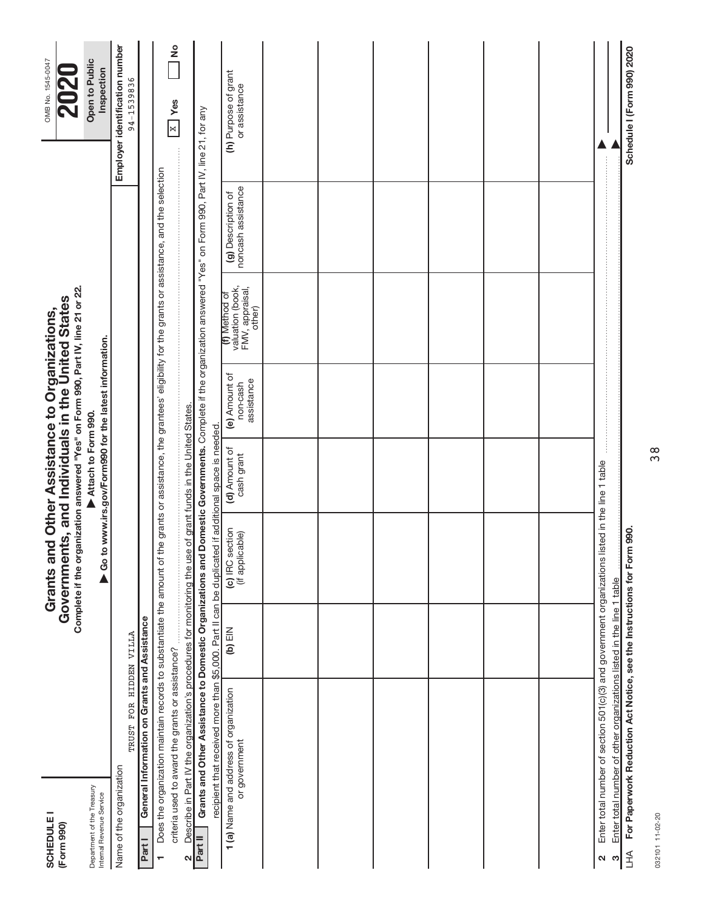**SCHEDULE I**
**(Form 990)**

Department of the Treasury
Internal Revenue Service

# Grants and Other Assistance to Organizations, Governments, and Individuals in the United States

**Complete if the organization answered "Yes" on Form 990, Part IV, line 21 or 22.**

**▶ Attach to Form 990.**

**▶ Go to www.irs.gov/Form990 for the latest information.**

OMB No. 1545-0047

**2020**

**Open to Public Inspection**

Name of the organization: TRUST FOR HIDDEN VILLA

**Employer identification number** 94-1539836

## Part I General Information on Grants and Assistance

1 Does the organization maintain records to substantiate the amount of the grants or assistance, the grantees' eligibility for the grants or assistance, and the selection criteria used to award the grants or assistance? ..... [X] Yes [ ] No

2 Describe in Part IV the organization's procedures for monitoring the use of grant funds in the United States.

## Part II Grants and Other Assistance to Domestic Organizations and Domestic Governments.

Complete if the organization answered "Yes" on Form 990, Part IV, line 21, for any recipient that received more than $5,000. Part II can be duplicated if additional space is needed.

| 1 (a) Name and address of organization or government | (b) EIN | (c) IRC section (if applicable) | (d) Amount of cash grant | (e) Amount of non-cash assistance | (f) Method of valuation (book, FMV, appraisal, other) | (g) Description of noncash assistance | (h) Purpose of grant or assistance |
|---|---|---|---|---|---|---|---|
| | | | | | | | |
| | | | | | | | |
| | | | | | | | |
| | | | | | | | |
| | | | | | | | |
| | | | | | | | |
| | | | | | | | |

2 Enter total number of section 501(c)(3) and government organizations listed in the line 1 table ..... ▶

3 Enter total number of other organizations listed in the line 1 table ..... ▶

LHA **For Paperwork Reduction Act Notice, see the Instructions for Form 990.** **Schedule I (Form 990) 2020**

032101 11-02-20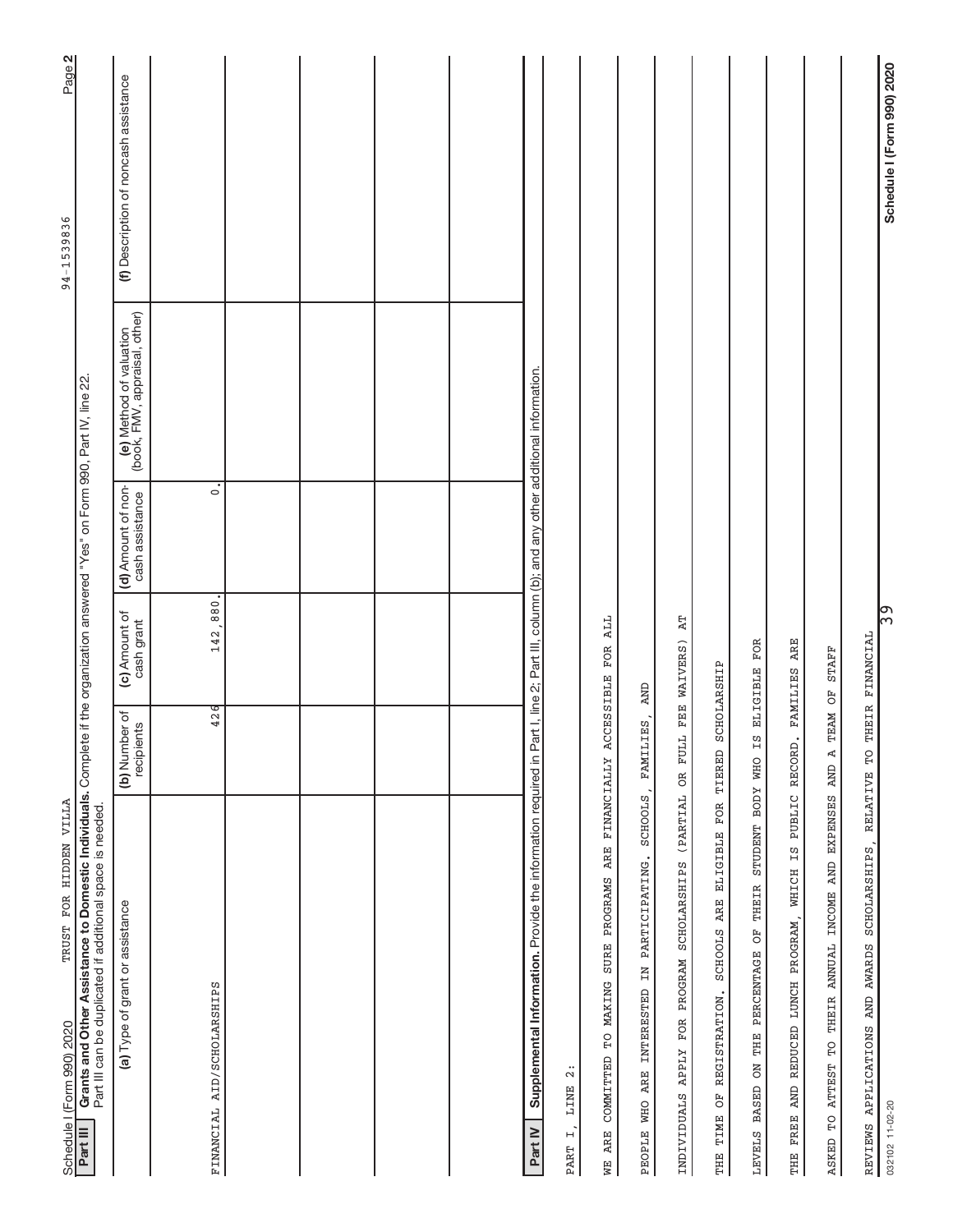Schedule I (Form 990) 2020 TRUST FOR HIDDEN VILLA 94-1539836 Page 2

**Part III** **Grants and Other Assistance to Domestic Individuals.** Complete if the organization answered "Yes" on Form 990, Part IV, line 22.
Part III can be duplicated if additional space is needed.

| (a) Type of grant or assistance | (b) Number of recipients | (c) Amount of cash grant | (d) Amount of non-cash assistance | (e) Method of valuation (book, FMV, appraisal, other) | (f) Description of noncash assistance |
|---|---|---|---|---|---|
| FINANCIAL AID/SCHOLARSHIPS | 426 | 142,880. | 0. | | |
| | | | | | |
| | | | | | |
| | | | | | |
| | | | | | |

**Part IV** **Supplemental Information.** Provide the information required in Part I, line 2; Part III, column (b); and any other additional information.

PART I, LINE 2:

WE ARE COMMITTED TO MAKING SURE PROGRAMS ARE FINANCIALLY ACCESSIBLE FOR ALL PEOPLE WHO ARE INTERESTED IN PARTICIPATING. SCHOOLS, FAMILIES, AND INDIVIDUALS APPLY FOR PROGRAM SCHOLARSHIPS (PARTIAL OR FULL FEE WAIVERS) AT THE TIME OF REGISTRATION. SCHOOLS ARE ELIGIBLE FOR TIERED SCHOLARSHIP LEVELS BASED ON THE PERCENTAGE OF THEIR STUDENT BODY WHO IS ELIGIBLE FOR THE FREE AND REDUCED LUNCH PROGRAM, WHICH IS PUBLIC RECORD. FAMILIES ARE ASKED TO ATTEST TO THEIR ANNUAL INCOME AND EXPENSES AND A TEAM OF STAFF REVIEWS APPLICATIONS AND AWARDS SCHOLARSHIPS, RELATIVE TO THEIR FINANCIAL

032102 11-02-20 Schedule I (Form 990) 2020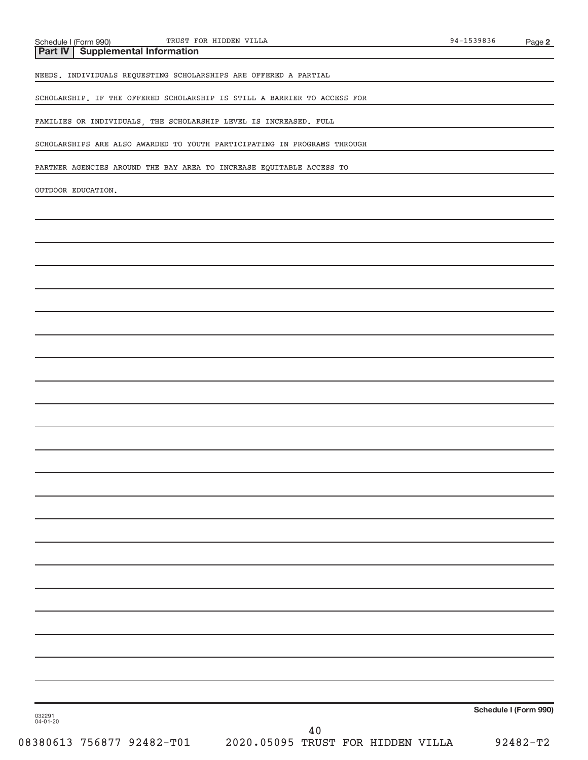## Part IV | Supplemental Information

NEEDS. INDIVIDUALS REQUESTING SCHOLARSHIPS ARE OFFERED A PARTIAL SCHOLARSHIP. IF THE OFFERED SCHOLARSHIP IS STILL A BARRIER TO ACCESS FOR FAMILIES OR INDIVIDUALS, THE SCHOLARSHIP LEVEL IS INCREASED. FULL SCHOLARSHIPS ARE ALSO AWARDED TO YOUTH PARTICIPATING IN PROGRAMS THROUGH PARTNER AGENCIES AROUND THE BAY AREA TO INCREASE EQUITABLE ACCESS TO OUTDOOR EDUCATION.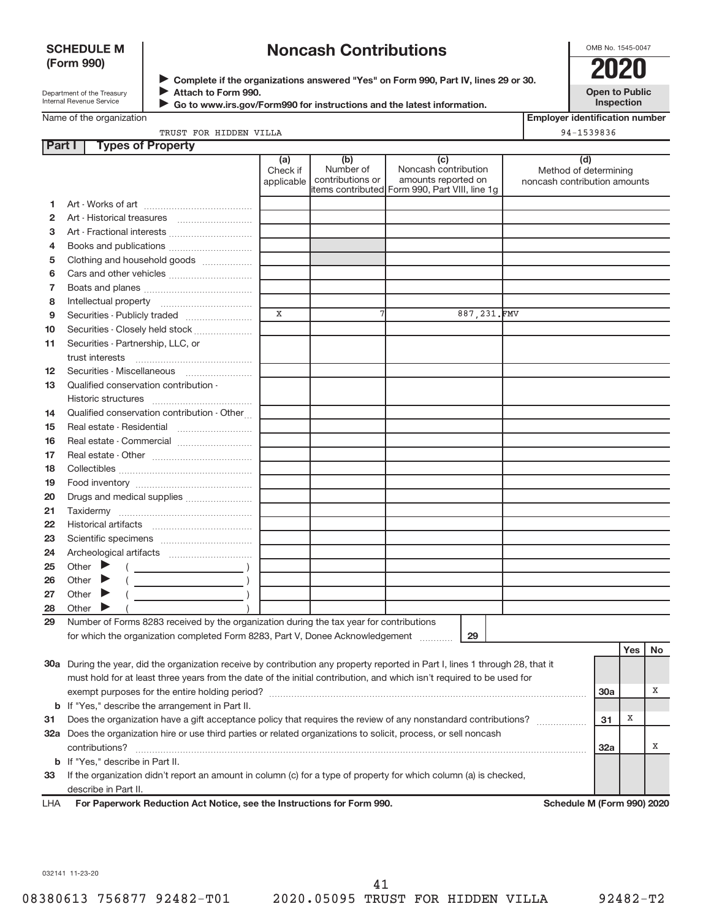**SCHEDULE M (Form 990)**

Department of the Treasury
Internal Revenue Service

# Noncash Contributions

▶ Complete if the organizations answered "Yes" on Form 990, Part IV, lines 29 or 30.
▶ Attach to Form 990.
▶ Go to www.irs.gov/Form990 for instructions and the latest information.

OMB No. 1545-0047

**2020**

**Open to Public Inspection**

| Name of the organization | Employer identification number |
|---|---|
| TRUST FOR HIDDEN VILLA | 94-1539836 |

## Part I Types of Property

| | | (a) Check if applicable | (b) Number of contributions or items contributed | (c) Noncash contribution amounts reported on Form 990, Part VIII, line 1g | (d) Method of determining noncash contribution amounts |
|---|---|---|---|---|---|
| 1 | Art - Works of art | | | | |
| 2 | Art - Historical treasures | | | | |
| 3 | Art - Fractional interests | | | | |
| 4 | Books and publications | | | | |
| 5 | Clothing and household goods | | | | |
| 6 | Cars and other vehicles | | | | |
| 7 | Boats and planes | | | | |
| 8 | Intellectual property | | | | |
| 9 | Securities - Publicly traded | X | 7 | 887,231. | FMV |
| 10 | Securities - Closely held stock | | | | |
| 11 | Securities - Partnership, LLC, or trust interests | | | | |
| 12 | Securities - Miscellaneous | | | | |
| 13 | Qualified conservation contribution - Historic structures | | | | |
| 14 | Qualified conservation contribution - Other | | | | |
| 15 | Real estate - Residential | | | | |
| 16 | Real estate - Commercial | | | | |
| 17 | Real estate - Other | | | | |
| 18 | Collectibles | | | | |
| 19 | Food inventory | | | | |
| 20 | Drugs and medical supplies | | | | |
| 21 | Taxidermy | | | | |
| 22 | Historical artifacts | | | | |
| 23 | Scientific specimens | | | | |
| 24 | Archeological artifacts | | | | |
| 25 | Other ▶ ( ) | | | | |
| 26 | Other ▶ ( ) | | | | |
| 27 | Other ▶ ( ) | | | | |
| 28 | Other ▶ ( ) | | | | |

29 Number of Forms 8283 received by the organization during the tax year for contributions for which the organization completed Form 8283, Part V, Donee Acknowledgement ..... **29**

| | | | Yes | No |
|---|---|---|---|---|
| 30a | During the year, did the organization receive by contribution any property reported in Part I, lines 1 through 28, that it must hold for at least three years from the date of the initial contribution, and which isn't required to be used for exempt purposes for the entire holding period? | 30a | | X |
| b | If "Yes," describe the arrangement in Part II. | | | |
| 31 | Does the organization have a gift acceptance policy that requires the review of any nonstandard contributions? | 31 | X | |
| 32a | Does the organization hire or use third parties or related organizations to solicit, process, or sell noncash contributions? | 32a | | X |
| b | If "Yes," describe in Part II. | | | |
| 33 | If the organization didn't report an amount in column (c) for a type of property for which column (a) is checked, describe in Part II. | | | |

LHA **For Paperwork Reduction Act Notice, see the Instructions for Form 990.** **Schedule M (Form 990) 2020**

032141 11-23-20

08380613 756877 92482-T01 2020.05095 TRUST FOR HIDDEN VILLA 92482-T2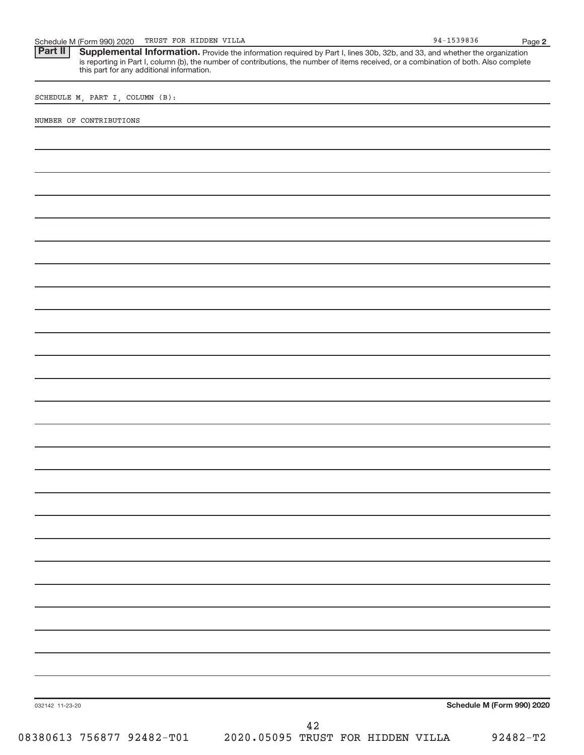Schedule M (Form 990) 2020 TRUST FOR HIDDEN VILLA 94-1539836

**Part II** **Supplemental Information.** Provide the information required by Part I, lines 30b, 32b, and 33, and whether the organization is reporting in Part I, column (b), the number of contributions, the number of items received, or a combination of both. Also complete this part for any additional information.

SCHEDULE M, PART I, COLUMN (B):

NUMBER OF CONTRIBUTIONS

032142 11-23-20

**Schedule M (Form 990) 2020**

08380613 756877 92482-T01 2020.05095 TRUST FOR HIDDEN VILLA 92482-T2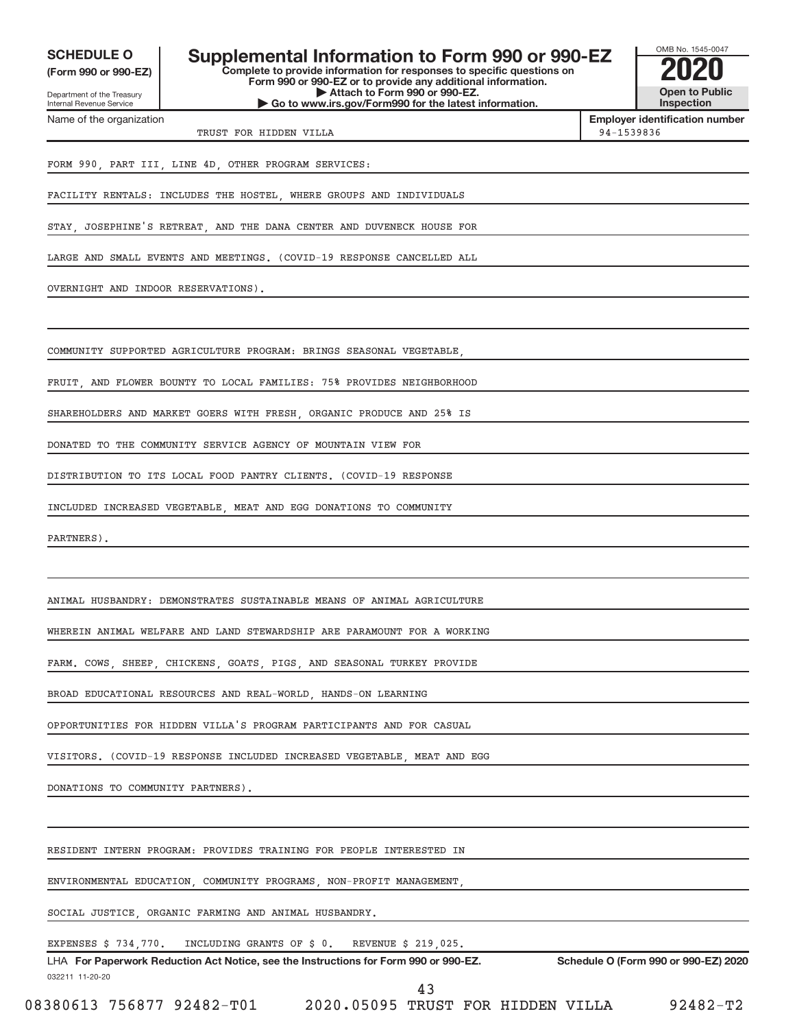**SCHEDULE O**
**(Form 990 or 990-EZ)**

Department of the Treasury
Internal Revenue Service

# Supplemental Information to Form 990 or 990-EZ

**Complete to provide information for responses to specific questions on Form 990 or 990-EZ or to provide any additional information.**
**▶ Attach to Form 990 or 990-EZ.**
**▶ Go to www.irs.gov/Form990 for the latest information.**

OMB No. 1545-0047
**2020**
**Open to Public Inspection**

Name of the organization: TRUST FOR HIDDEN VILLA
**Employer identification number:** 94-1539836

FORM 990, PART III, LINE 4D, OTHER PROGRAM SERVICES:

FACILITY RENTALS: INCLUDES THE HOSTEL, WHERE GROUPS AND INDIVIDUALS STAY, JOSEPHINE'S RETREAT, AND THE DANA CENTER AND DUVENECK HOUSE FOR LARGE AND SMALL EVENTS AND MEETINGS. (COVID-19 RESPONSE CANCELLED ALL OVERNIGHT AND INDOOR RESERVATIONS).

COMMUNITY SUPPORTED AGRICULTURE PROGRAM: BRINGS SEASONAL VEGETABLE, FRUIT, AND FLOWER BOUNTY TO LOCAL FAMILIES: 75% PROVIDES NEIGHBORHOOD SHAREHOLDERS AND MARKET GOERS WITH FRESH, ORGANIC PRODUCE AND 25% IS DONATED TO THE COMMUNITY SERVICE AGENCY OF MOUNTAIN VIEW FOR DISTRIBUTION TO ITS LOCAL FOOD PANTRY CLIENTS. (COVID-19 RESPONSE INCLUDED INCREASED VEGETABLE, MEAT AND EGG DONATIONS TO COMMUNITY PARTNERS).

ANIMAL HUSBANDRY: DEMONSTRATES SUSTAINABLE MEANS OF ANIMAL AGRICULTURE WHEREIN ANIMAL WELFARE AND LAND STEWARDSHIP ARE PARAMOUNT FOR A WORKING FARM. COWS, SHEEP, CHICKENS, GOATS, PIGS, AND SEASONAL TURKEY PROVIDE BROAD EDUCATIONAL RESOURCES AND REAL-WORLD, HANDS-ON LEARNING OPPORTUNITIES FOR HIDDEN VILLA'S PROGRAM PARTICIPANTS AND FOR CASUAL VISITORS. (COVID-19 RESPONSE INCLUDED INCREASED VEGETABLE, MEAT AND EGG DONATIONS TO COMMUNITY PARTNERS).

RESIDENT INTERN PROGRAM: PROVIDES TRAINING FOR PEOPLE INTERESTED IN ENVIRONMENTAL EDUCATION, COMMUNITY PROGRAMS, NON-PROFIT MANAGEMENT, SOCIAL JUSTICE, ORGANIC FARMING AND ANIMAL HUSBANDRY.

EXPENSES $ 734,770. INCLUDING GRANTS OF $ 0. REVENUE $ 219,025.

LHA **For Paperwork Reduction Act Notice, see the Instructions for Form 990 or 990-EZ.** **Schedule O (Form 990 or 990-EZ) 2020**

032211 11-20-20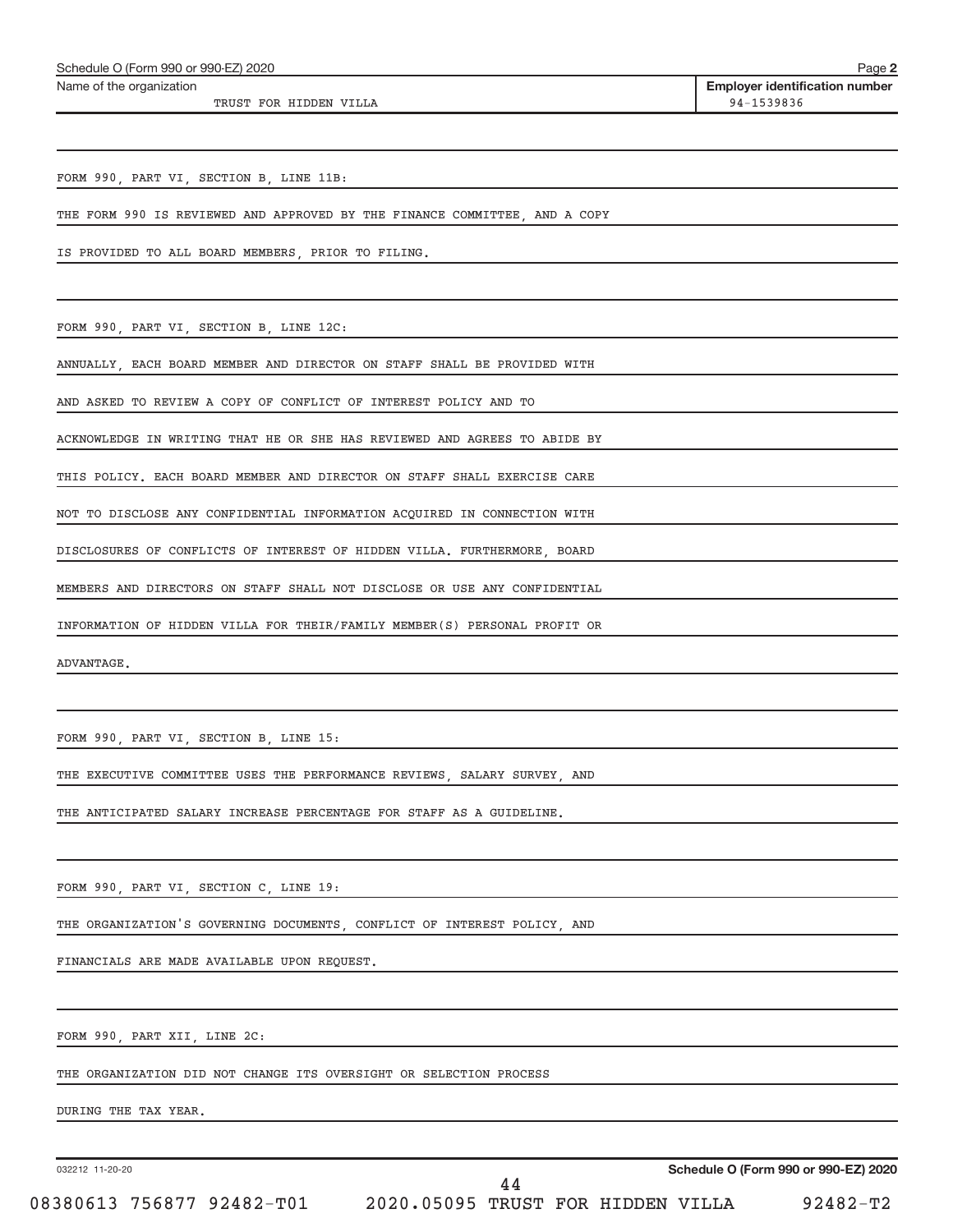Name of the organization: TRUST FOR HIDDEN VILLA

**Employer identification number** 94-1539836

FORM 990, PART VI, SECTION B, LINE 11B:

THE FORM 990 IS REVIEWED AND APPROVED BY THE FINANCE COMMITTEE, AND A COPY IS PROVIDED TO ALL BOARD MEMBERS, PRIOR TO FILING.

FORM 990, PART VI, SECTION B, LINE 12C:

ANNUALLY, EACH BOARD MEMBER AND DIRECTOR ON STAFF SHALL BE PROVIDED WITH AND ASKED TO REVIEW A COPY OF CONFLICT OF INTEREST POLICY AND TO ACKNOWLEDGE IN WRITING THAT HE OR SHE HAS REVIEWED AND AGREES TO ABIDE BY THIS POLICY. EACH BOARD MEMBER AND DIRECTOR ON STAFF SHALL EXERCISE CARE NOT TO DISCLOSE ANY CONFIDENTIAL INFORMATION ACQUIRED IN CONNECTION WITH DISCLOSURES OF CONFLICTS OF INTEREST OF HIDDEN VILLA. FURTHERMORE, BOARD MEMBERS AND DIRECTORS ON STAFF SHALL NOT DISCLOSE OR USE ANY CONFIDENTIAL INFORMATION OF HIDDEN VILLA FOR THEIR/FAMILY MEMBER(S) PERSONAL PROFIT OR ADVANTAGE.

FORM 990, PART VI, SECTION B, LINE 15:

THE EXECUTIVE COMMITTEE USES THE PERFORMANCE REVIEWS, SALARY SURVEY, AND THE ANTICIPATED SALARY INCREASE PERCENTAGE FOR STAFF AS A GUIDELINE.

FORM 990, PART VI, SECTION C, LINE 19:

THE ORGANIZATION'S GOVERNING DOCUMENTS, CONFLICT OF INTEREST POLICY, AND FINANCIALS ARE MADE AVAILABLE UPON REQUEST.

FORM 990, PART XII, LINE 2C:

THE ORGANIZATION DID NOT CHANGE ITS OVERSIGHT OR SELECTION PROCESS DURING THE TAX YEAR.